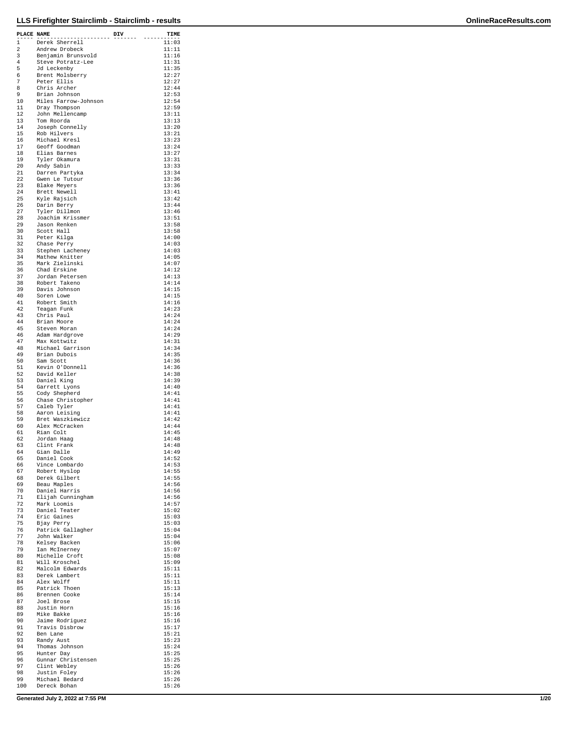# LLS Firefighter Stairclimb - Stairclimb - results

| PLACE | NAME | DIV | TIME |
|---|---|---|---|
| 1 | Derek Sherrell | | 11:03 |
| 2 | Andrew Drobeck | | 11:11 |
| 3 | Benjamin Brunsvold | | 11:16 |
| 4 | Steve Potratz-Lee | | 11:31 |
| 5 | Jd Leckenby | | 11:35 |
| 6 | Brent Molsberry | | 12:27 |
| 7 | Peter Ellis | | 12:27 |
| 8 | Chris Archer | | 12:44 |
| 9 | Brian Johnson | | 12:53 |
| 10 | Miles Farrow-Johnson | | 12:54 |
| 11 | Dray Thompson | | 12:59 |
| 12 | John Mellencamp | | 13:11 |
| 13 | Tom Roorda | | 13:13 |
| 14 | Joseph Connelly | | 13:20 |
| 15 | Rob Hilvers | | 13:21 |
| 16 | Michael Kresl | | 13:23 |
| 17 | Geoff Goodman | | 13:24 |
| 18 | Elias Barnes | | 13:27 |
| 19 | Tyler Okamura | | 13:31 |
| 20 | Andy Sabin | | 13:33 |
| 21 | Darren Partyka | | 13:34 |
| 22 | Gwen Le Tutour | | 13:36 |
| 23 | Blake Meyers | | 13:36 |
| 24 | Brett Newell | | 13:41 |
| 25 | Kyle Rajsich | | 13:42 |
| 26 | Darin Berry | | 13:44 |
| 27 | Tyler Dillmon | | 13:46 |
| 28 | Joachim Krissmer | | 13:51 |
| 29 | Jason Renken | | 13:58 |
| 30 | Scott Hall | | 13:58 |
| 31 | Peter Kilga | | 14:00 |
| 32 | Chase Perry | | 14:03 |
| 33 | Stephen Lacheney | | 14:03 |
| 34 | Mathew Knitter | | 14:05 |
| 35 | Mark Zielinski | | 14:07 |
| 36 | Chad Erskine | | 14:12 |
| 37 | Jordan Petersen | | 14:13 |
| 38 | Robert Takeno | | 14:14 |
| 39 | Davis Johnson | | 14:15 |
| 40 | Soren Lowe | | 14:15 |
| 41 | Robert Smith | | 14:16 |
| 42 | Teagan Funk | | 14:23 |
| 43 | Chris Paul | | 14:24 |
| 44 | Brian Moore | | 14:24 |
| 45 | Steven Moran | | 14:24 |
| 46 | Adam Hardgrove | | 14:29 |
| 47 | Max Kottwitz | | 14:31 |
| 48 | Michael Garrison | | 14:34 |
| 49 | Brian Dubois | | 14:35 |
| 50 | Sam Scott | | 14:36 |
| 51 | Kevin O'Donnell | | 14:36 |
| 52 | David Keller | | 14:38 |
| 53 | Daniel King | | 14:39 |
| 54 | Garrett Lyons | | 14:40 |
| 55 | Cody Shepherd | | 14:41 |
| 56 | Chase Christopher | | 14:41 |
| 57 | Caleb Tyler | | 14:41 |
| 58 | Aaron Leising | | 14:41 |
| 59 | Bret Waszkiewicz | | 14:42 |
| 60 | Alex McCracken | | 14:44 |
| 61 | Rian Colt | | 14:45 |
| 62 | Jordan Haag | | 14:48 |
| 63 | Clint Frank | | 14:48 |
| 64 | Gian Dalle | | 14:49 |
| 65 | Daniel Cook | | 14:52 |
| 66 | Vince Lombardo | | 14:53 |
| 67 | Robert Hyslop | | 14:55 |
| 68 | Derek Gilbert | | 14:55 |
| 69 | Beau Maples | | 14:56 |
| 70 | Daniel Harris | | 14:56 |
| 71 | Elijah Cunningham | | 14:56 |
| 72 | Mark Loomis | | 14:57 |
| 73 | Daniel Teater | | 15:02 |
| 74 | Eric Gaines | | 15:03 |
| 75 | Bjay Perry | | 15:03 |
| 76 | Patrick Gallagher | | 15:04 |
| 77 | John Walker | | 15:04 |
| 78 | Kelsey Backen | | 15:06 |
| 79 | Ian McInerney | | 15:07 |
| 80 | Michelle Croft | | 15:08 |
| 81 | Will Kroschel | | 15:09 |
| 82 | Malcolm Edwards | | 15:11 |
| 83 | Derek Lambert | | 15:11 |
| 84 | Alex Wolff | | 15:11 |
| 85 | Patrick Thoen | | 15:13 |
| 86 | Brennen Cooke | | 15:14 |
| 87 | Joel Brose | | 15:15 |
| 88 | Justin Horn | | 15:16 |
| 89 | Mike Bakke | | 15:16 |
| 90 | Jaime Rodriguez | | 15:16 |
| 91 | Travis Disbrow | | 15:17 |
| 92 | Ben Lane | | 15:21 |
| 93 | Randy Aust | | 15:23 |
| 94 | Thomas Johnson | | 15:24 |
| 95 | Hunter Day | | 15:25 |
| 96 | Gunnar Christensen | | 15:25 |
| 97 | Clint Webley | | 15:26 |
| 98 | Justin Foley | | 15:26 |
| 99 | Michael Bedard | | 15:26 |
| 100 | Dereck Bohan | | 15:26 |

Generated July 2, 2022 at 7:55 PM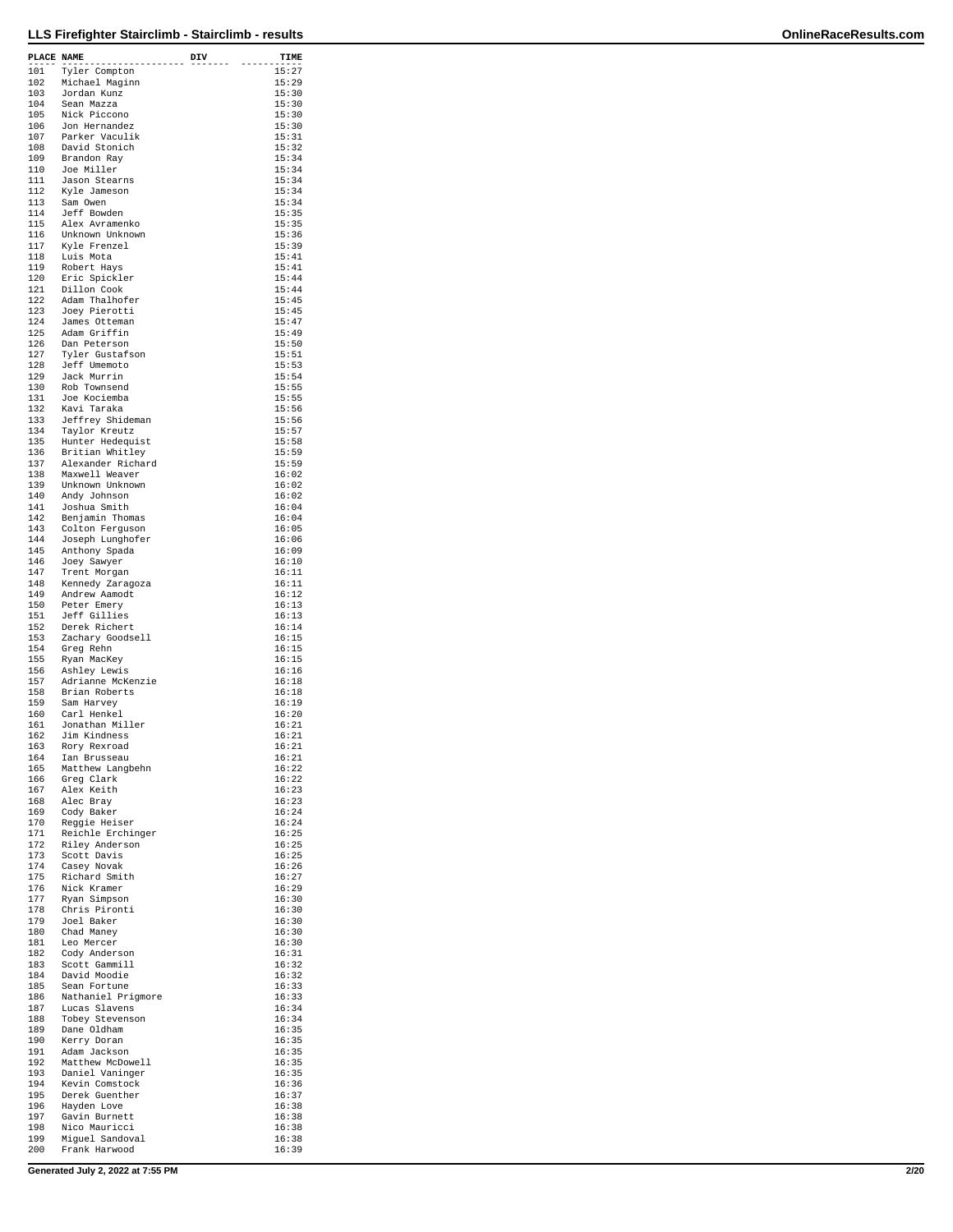## LLS Firefighter Stairclimb - Stairclimb - results

| PLACE | NAME | DIV | TIME |
|---|---|---|---|
| 101 | Tyler Compton | | 15:27 |
| 102 | Michael Maginn | | 15:29 |
| 103 | Jordan Kunz | | 15:30 |
| 104 | Sean Mazza | | 15:30 |
| 105 | Nick Piccono | | 15:30 |
| 106 | Jon Hernandez | | 15:30 |
| 107 | Parker Vaculik | | 15:31 |
| 108 | David Stonich | | 15:32 |
| 109 | Brandon Ray | | 15:34 |
| 110 | Joe Miller | | 15:34 |
| 111 | Jason Stearns | | 15:34 |
| 112 | Kyle Jameson | | 15:34 |
| 113 | Sam Owen | | 15:34 |
| 114 | Jeff Bowden | | 15:35 |
| 115 | Alex Avramenko | | 15:35 |
| 116 | Unknown Unknown | | 15:36 |
| 117 | Kyle Frenzel | | 15:39 |
| 118 | Luis Mota | | 15:41 |
| 119 | Robert Hays | | 15:41 |
| 120 | Eric Spickler | | 15:44 |
| 121 | Dillon Cook | | 15:44 |
| 122 | Adam Thalhofer | | 15:45 |
| 123 | Joey Pierotti | | 15:45 |
| 124 | James Otteman | | 15:47 |
| 125 | Adam Griffin | | 15:49 |
| 126 | Dan Peterson | | 15:50 |
| 127 | Tyler Gustafson | | 15:51 |
| 128 | Jeff Umemoto | | 15:53 |
| 129 | Jack Murrin | | 15:54 |
| 130 | Rob Townsend | | 15:55 |
| 131 | Joe Kociemba | | 15:55 |
| 132 | Kavi Taraka | | 15:56 |
| 133 | Jeffrey Shideman | | 15:56 |
| 134 | Taylor Kreutz | | 15:57 |
| 135 | Hunter Hedequist | | 15:58 |
| 136 | Britian Whitley | | 15:59 |
| 137 | Alexander Richard | | 15:59 |
| 138 | Maxwell Weaver | | 16:02 |
| 139 | Unknown Unknown | | 16:02 |
| 140 | Andy Johnson | | 16:02 |
| 141 | Joshua Smith | | 16:04 |
| 142 | Benjamin Thomas | | 16:04 |
| 143 | Colton Ferguson | | 16:05 |
| 144 | Joseph Lunghofer | | 16:06 |
| 145 | Anthony Spada | | 16:09 |
| 146 | Joey Sawyer | | 16:10 |
| 147 | Trent Morgan | | 16:11 |
| 148 | Kennedy Zaragoza | | 16:11 |
| 149 | Andrew Aamodt | | 16:12 |
| 150 | Peter Emery | | 16:13 |
| 151 | Jeff Gillies | | 16:13 |
| 152 | Derek Richert | | 16:14 |
| 153 | Zachary Goodsell | | 16:15 |
| 154 | Greg Rehn | | 16:15 |
| 155 | Ryan MacKey | | 16:15 |
| 156 | Ashley Lewis | | 16:16 |
| 157 | Adrianne McKenzie | | 16:18 |
| 158 | Brian Roberts | | 16:18 |
| 159 | Sam Harvey | | 16:19 |
| 160 | Carl Henkel | | 16:20 |
| 161 | Jonathan Miller | | 16:21 |
| 162 | Jim Kindness | | 16:21 |
| 163 | Rory Rexroad | | 16:21 |
| 164 | Ian Brusseau | | 16:21 |
| 165 | Matthew Langbehn | | 16:22 |
| 166 | Greg Clark | | 16:22 |
| 167 | Alex Keith | | 16:23 |
| 168 | Alec Bray | | 16:23 |
| 169 | Cody Baker | | 16:24 |
| 170 | Reggie Heiser | | 16:24 |
| 171 | Reichle Erchinger | | 16:25 |
| 172 | Riley Anderson | | 16:25 |
| 173 | Scott Davis | | 16:25 |
| 174 | Casey Novak | | 16:26 |
| 175 | Richard Smith | | 16:27 |
| 176 | Nick Kramer | | 16:29 |
| 177 | Ryan Simpson | | 16:30 |
| 178 | Chris Pironti | | 16:30 |
| 179 | Joel Baker | | 16:30 |
| 180 | Chad Maney | | 16:30 |
| 181 | Leo Mercer | | 16:30 |
| 182 | Cody Anderson | | 16:31 |
| 183 | Scott Gammill | | 16:32 |
| 184 | David Moodie | | 16:32 |
| 185 | Sean Fortune | | 16:33 |
| 186 | Nathaniel Prigmore | | 16:33 |
| 187 | Lucas Slavens | | 16:34 |
| 188 | Tobey Stevenson | | 16:34 |
| 189 | Dane Oldham | | 16:35 |
| 190 | Kerry Doran | | 16:35 |
| 191 | Adam Jackson | | 16:35 |
| 192 | Matthew McDowell | | 16:35 |
| 193 | Daniel Vaninger | | 16:35 |
| 194 | Kevin Comstock | | 16:36 |
| 195 | Derek Guenther | | 16:37 |
| 196 | Hayden Love | | 16:38 |
| 197 | Gavin Burnett | | 16:38 |
| 198 | Nico Mauricci | | 16:38 |
| 199 | Miguel Sandoval | | 16:38 |
| 200 | Frank Harwood | | 16:39 |

Generated July 2, 2022 at 7:55 PM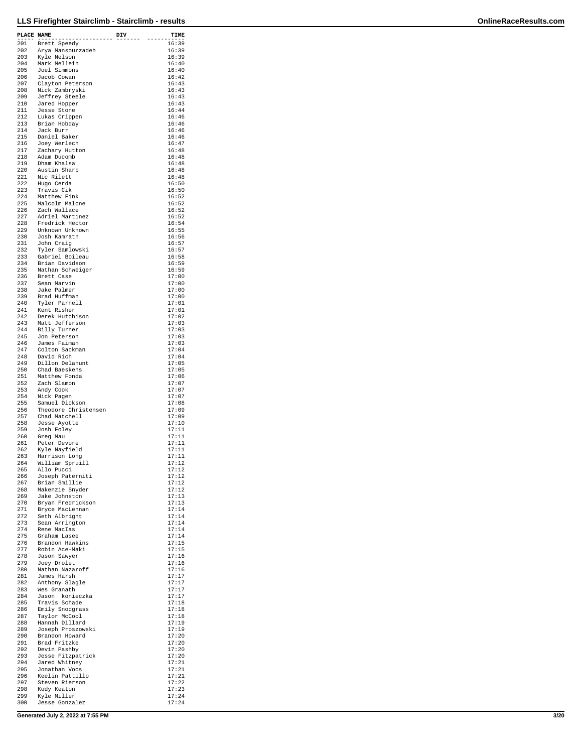| PLACE | NAME | DIV | TIME |
|---|---|---|---|
| 201 | Brett Speedy | | 16:39 |
| 202 | Arya Mansourzadeh | | 16:39 |
| 203 | Kyle Nelson | | 16:39 |
| 204 | Mark Mellein | | 16:40 |
| 205 | Joel Simmons | | 16:40 |
| 206 | Jacob Cowan | | 16:42 |
| 207 | Clayton Peterson | | 16:43 |
| 208 | Nick Zambryski | | 16:43 |
| 209 | Jeffrey Steele | | 16:43 |
| 210 | Jared Hopper | | 16:43 |
| 211 | Jesse Stone | | 16:44 |
| 212 | Lukas Crippen | | 16:46 |
| 213 | Brian Hobday | | 16:46 |
| 214 | Jack Burr | | 16:46 |
| 215 | Daniel Baker | | 16:46 |
| 216 | Joey Werlech | | 16:47 |
| 217 | Zachary Hutton | | 16:48 |
| 218 | Adam Ducomb | | 16:48 |
| 219 | Dham Khalsa | | 16:48 |
| 220 | Austin Sharp | | 16:48 |
| 221 | Nic Rilett | | 16:48 |
| 222 | Hugo Cerda | | 16:50 |
| 223 | Travis Cik | | 16:50 |
| 224 | Matthew Fink | | 16:52 |
| 225 | Malcolm Malone | | 16:52 |
| 226 | Zach Wallace | | 16:52 |
| 227 | Adriel Martinez | | 16:52 |
| 228 | Fredrick Hector | | 16:54 |
| 229 | Unknown Unknown | | 16:55 |
| 230 | Josh Kamrath | | 16:56 |
| 231 | John Craig | | 16:57 |
| 232 | Tyler Samlowski | | 16:57 |
| 233 | Gabriel Boileau | | 16:58 |
| 234 | Brian Davidson | | 16:59 |
| 235 | Nathan Schweiger | | 16:59 |
| 236 | Brett Case | | 17:00 |
| 237 | Sean Marvin | | 17:00 |
| 238 | Jake Palmer | | 17:00 |
| 239 | Brad Huffman | | 17:00 |
| 240 | Tyler Parnell | | 17:01 |
| 241 | Kent Risher | | 17:01 |
| 242 | Derek Hutchison | | 17:02 |
| 243 | Matt Jefferson | | 17:03 |
| 244 | Billy Turner | | 17:03 |
| 245 | Jon Peterson | | 17:03 |
| 246 | James Faiman | | 17:03 |
| 247 | Colton Sackman | | 17:04 |
| 248 | David Rich | | 17:04 |
| 249 | Dillon Delahunt | | 17:05 |
| 250 | Chad Baeskens | | 17:05 |
| 251 | Matthew Fonda | | 17:06 |
| 252 | Zach Slamon | | 17:07 |
| 253 | Andy Cook | | 17:07 |
| 254 | Nick Pagen | | 17:07 |
| 255 | Samuel Dickson | | 17:08 |
| 256 | Theodore Christensen | | 17:09 |
| 257 | Chad Matchell | | 17:09 |
| 258 | Jesse Ayotte | | 17:10 |
| 259 | Josh Foley | | 17:11 |
| 260 | Greg Mau | | 17:11 |
| 261 | Peter Devore | | 17:11 |
| 262 | Kyle Nayfield | | 17:11 |
| 263 | Harrison Long | | 17:11 |
| 264 | William Spruill | | 17:12 |
| 265 | Allo Pucci | | 17:12 |
| 266 | Joseph Paterniti | | 17:12 |
| 267 | Brian Smillie | | 17:12 |
| 268 | Makenzie Snyder | | 17:12 |
| 269 | Jake Johnston | | 17:13 |
| 270 | Bryan Fredrickson | | 17:13 |
| 271 | Bryce MacLennan | | 17:14 |
| 272 | Seth Albright | | 17:14 |
| 273 | Sean Arrington | | 17:14 |
| 274 | Rene MacIas | | 17:14 |
| 275 | Graham Lasee | | 17:14 |
| 276 | Brandon Hawkins | | 17:15 |
| 277 | Robin Ace-Maki | | 17:15 |
| 278 | Jason Sawyer | | 17:16 |
| 279 | Joey Drolet | | 17:16 |
| 280 | Nathan Nazaroff | | 17:16 |
| 281 | James Harsh | | 17:17 |
| 282 | Anthony Slagle | | 17:17 |
| 283 | Wes Granath | | 17:17 |
| 284 | Jason konieczka | | 17:17 |
| 285 | Travis Schade | | 17:18 |
| 286 | Emily Snodgrass | | 17:18 |
| 287 | Taylor McCool | | 17:18 |
| 288 | Hannah Dillard | | 17:19 |
| 289 | Joseph Proszowski | | 17:19 |
| 290 | Brandon Howard | | 17:20 |
| 291 | Brad Fritzke | | 17:20 |
| 292 | Devin Pashby | | 17:20 |
| 293 | Jesse Fitzpatrick | | 17:20 |
| 294 | Jared Whitney | | 17:21 |
| 295 | Jonathan Voos | | 17:21 |
| 296 | Keelin Pattillo | | 17:21 |
| 297 | Steven Rierson | | 17:22 |
| 298 | Kody Keaton | | 17:23 |
| 299 | Kyle Miller | | 17:24 |
| 300 | Jesse Gonzalez | | 17:24 |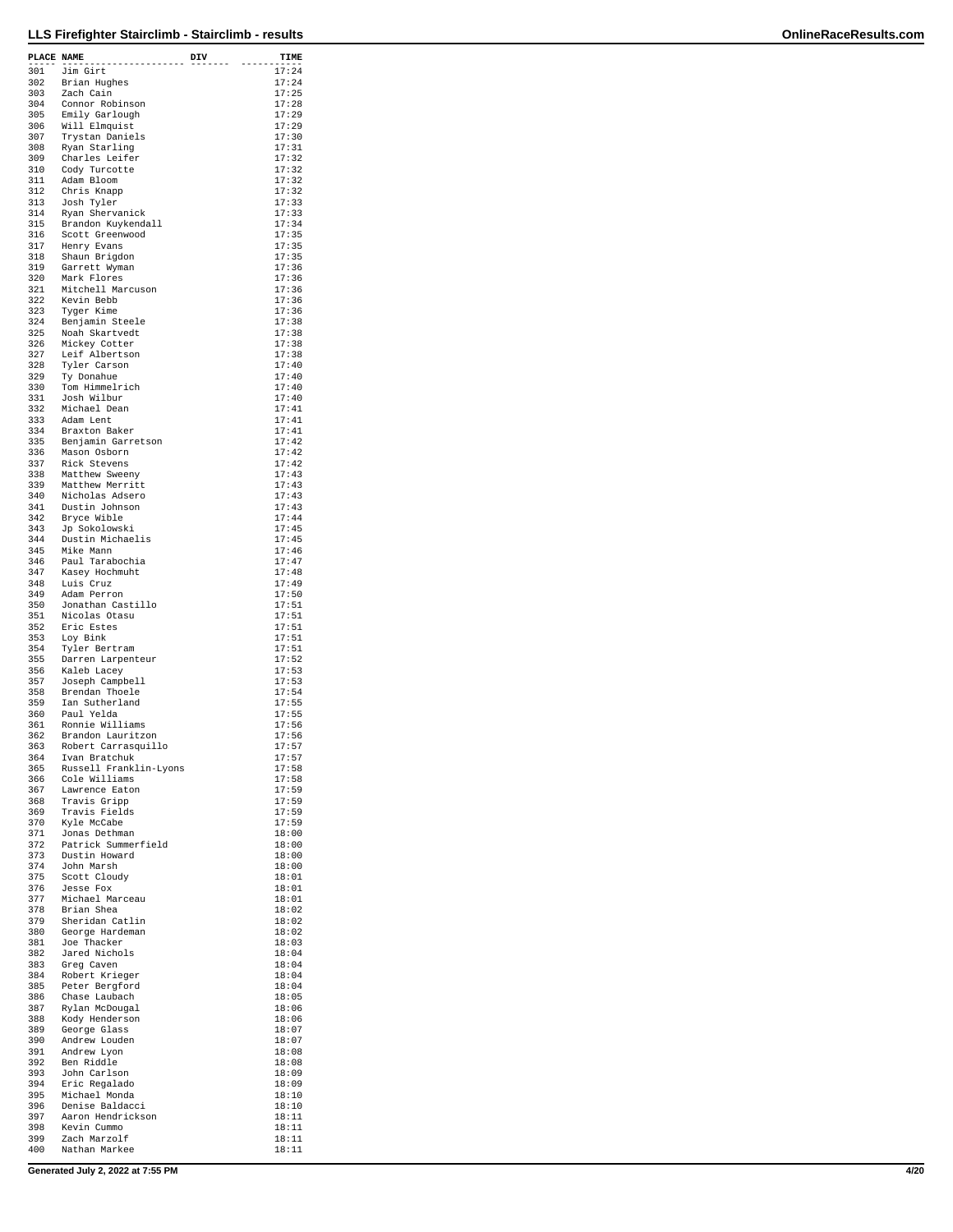| PLACE | NAME | DIV | TIME |
|---|---|---|---|
| 301 | Jim Girt | | 17:24 |
| 302 | Brian Hughes | | 17:24 |
| 303 | Zach Cain | | 17:25 |
| 304 | Connor Robinson | | 17:28 |
| 305 | Emily Garlough | | 17:29 |
| 306 | Will Elmquist | | 17:29 |
| 307 | Trystan Daniels | | 17:30 |
| 308 | Ryan Starling | | 17:31 |
| 309 | Charles Leifer | | 17:32 |
| 310 | Cody Turcotte | | 17:32 |
| 311 | Adam Bloom | | 17:32 |
| 312 | Chris Knapp | | 17:32 |
| 313 | Josh Tyler | | 17:33 |
| 314 | Ryan Shervanick | | 17:33 |
| 315 | Brandon Kuykendall | | 17:34 |
| 316 | Scott Greenwood | | 17:35 |
| 317 | Henry Evans | | 17:35 |
| 318 | Shaun Brigdon | | 17:35 |
| 319 | Garrett Wyman | | 17:36 |
| 320 | Mark Flores | | 17:36 |
| 321 | Mitchell Marcuson | | 17:36 |
| 322 | Kevin Bebb | | 17:36 |
| 323 | Tyger Kime | | 17:36 |
| 324 | Benjamin Steele | | 17:38 |
| 325 | Noah Skartvedt | | 17:38 |
| 326 | Mickey Cotter | | 17:38 |
| 327 | Leif Albertson | | 17:38 |
| 328 | Tyler Carson | | 17:40 |
| 329 | Ty Donahue | | 17:40 |
| 330 | Tom Himmelrich | | 17:40 |
| 331 | Josh Wilbur | | 17:40 |
| 332 | Michael Dean | | 17:41 |
| 333 | Adam Lent | | 17:41 |
| 334 | Braxton Baker | | 17:41 |
| 335 | Benjamin Garretson | | 17:42 |
| 336 | Mason Osborn | | 17:42 |
| 337 | Rick Stevens | | 17:42 |
| 338 | Matthew Sweeny | | 17:43 |
| 339 | Matthew Merritt | | 17:43 |
| 340 | Nicholas Adsero | | 17:43 |
| 341 | Dustin Johnson | | 17:43 |
| 342 | Bryce Wible | | 17:44 |
| 343 | Jp Sokolowski | | 17:45 |
| 344 | Dustin Michaelis | | 17:45 |
| 345 | Mike Mann | | 17:46 |
| 346 | Paul Tarabochia | | 17:47 |
| 347 | Kasey Hochmuht | | 17:48 |
| 348 | Luis Cruz | | 17:49 |
| 349 | Adam Perron | | 17:50 |
| 350 | Jonathan Castillo | | 17:51 |
| 351 | Nicolas Otasu | | 17:51 |
| 352 | Eric Estes | | 17:51 |
| 353 | Loy Bink | | 17:51 |
| 354 | Tyler Bertram | | 17:51 |
| 355 | Darren Larpenteur | | 17:52 |
| 356 | Kaleb Lacey | | 17:53 |
| 357 | Joseph Campbell | | 17:53 |
| 358 | Brendan Thoele | | 17:54 |
| 359 | Ian Sutherland | | 17:55 |
| 360 | Paul Yelda | | 17:55 |
| 361 | Ronnie Williams | | 17:56 |
| 362 | Brandon Lauritzon | | 17:56 |
| 363 | Robert Carrasquillo | | 17:57 |
| 364 | Ivan Bratchuk | | 17:57 |
| 365 | Russell Franklin-Lyons | | 17:58 |
| 366 | Cole Williams | | 17:58 |
| 367 | Lawrence Eaton | | 17:59 |
| 368 | Travis Gripp | | 17:59 |
| 369 | Travis Fields | | 17:59 |
| 370 | Kyle McCabe | | 17:59 |
| 371 | Jonas Dethman | | 18:00 |
| 372 | Patrick Summerfield | | 18:00 |
| 373 | Dustin Howard | | 18:00 |
| 374 | John Marsh | | 18:00 |
| 375 | Scott Cloudy | | 18:01 |
| 376 | Jesse Fox | | 18:01 |
| 377 | Michael Marceau | | 18:01 |
| 378 | Brian Shea | | 18:02 |
| 379 | Sheridan Catlin | | 18:02 |
| 380 | George Hardeman | | 18:02 |
| 381 | Joe Thacker | | 18:03 |
| 382 | Jared Nichols | | 18:04 |
| 383 | Greg Caven | | 18:04 |
| 384 | Robert Krieger | | 18:04 |
| 385 | Peter Bergford | | 18:04 |
| 386 | Chase Laubach | | 18:05 |
| 387 | Rylan McDougal | | 18:06 |
| 388 | Kody Henderson | | 18:06 |
| 389 | George Glass | | 18:07 |
| 390 | Andrew Louden | | 18:07 |
| 391 | Andrew Lyon | | 18:08 |
| 392 | Ben Riddle | | 18:08 |
| 393 | John Carlson | | 18:09 |
| 394 | Eric Regalado | | 18:09 |
| 395 | Michael Monda | | 18:10 |
| 396 | Denise Baldacci | | 18:10 |
| 397 | Aaron Hendrickson | | 18:11 |
| 398 | Kevin Cummo | | 18:11 |
| 399 | Zach Marzolf | | 18:11 |
| 400 | Nathan Markee | | 18:11 |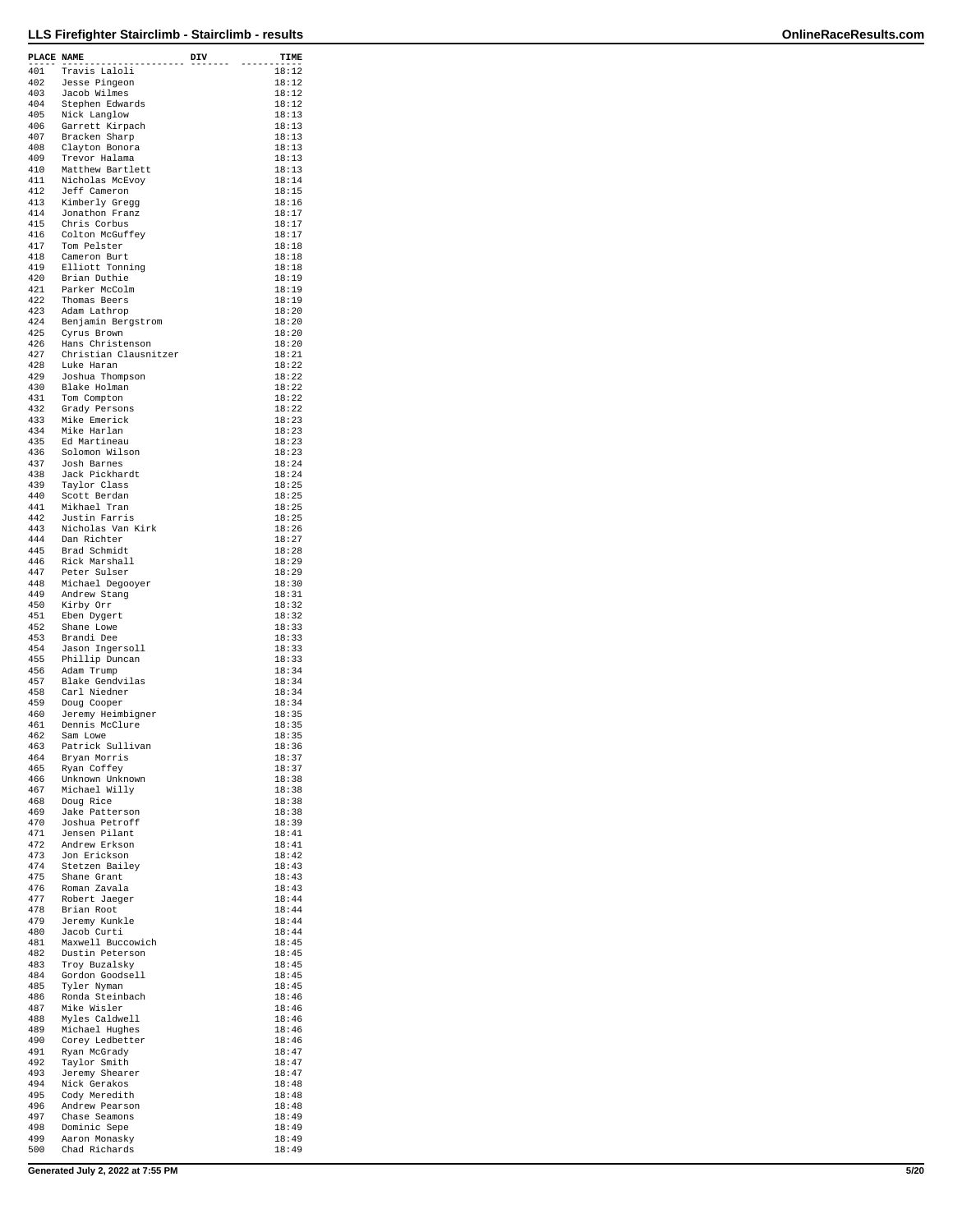| PLACE | NAME | DIV | TIME |
|---|---|---|---|
| 401 | Travis Laloli | | 18:12 |
| 402 | Jesse Pingeon | | 18:12 |
| 403 | Jacob Wilmes | | 18:12 |
| 404 | Stephen Edwards | | 18:12 |
| 405 | Nick Langlow | | 18:13 |
| 406 | Garrett Kirpach | | 18:13 |
| 407 | Bracken Sharp | | 18:13 |
| 408 | Clayton Bonora | | 18:13 |
| 409 | Trevor Halama | | 18:13 |
| 410 | Matthew Bartlett | | 18:13 |
| 411 | Nicholas McEvoy | | 18:14 |
| 412 | Jeff Cameron | | 18:15 |
| 413 | Kimberly Gregg | | 18:16 |
| 414 | Jonathon Franz | | 18:17 |
| 415 | Chris Corbus | | 18:17 |
| 416 | Colton McGuffey | | 18:17 |
| 417 | Tom Pelster | | 18:18 |
| 418 | Cameron Burt | | 18:18 |
| 419 | Elliott Tonning | | 18:18 |
| 420 | Brian Duthie | | 18:19 |
| 421 | Parker McColm | | 18:19 |
| 422 | Thomas Beers | | 18:19 |
| 423 | Adam Lathrop | | 18:20 |
| 424 | Benjamin Bergstrom | | 18:20 |
| 425 | Cyrus Brown | | 18:20 |
| 426 | Hans Christenson | | 18:20 |
| 427 | Christian Clausnitzer | | 18:21 |
| 428 | Luke Haran | | 18:22 |
| 429 | Joshua Thompson | | 18:22 |
| 430 | Blake Holman | | 18:22 |
| 431 | Tom Compton | | 18:22 |
| 432 | Grady Persons | | 18:22 |
| 433 | Mike Emerick | | 18:23 |
| 434 | Mike Harlan | | 18:23 |
| 435 | Ed Martineau | | 18:23 |
| 436 | Solomon Wilson | | 18:23 |
| 437 | Josh Barnes | | 18:24 |
| 438 | Jack Pickhardt | | 18:24 |
| 439 | Taylor Class | | 18:25 |
| 440 | Scott Berdan | | 18:25 |
| 441 | Mikhael Tran | | 18:25 |
| 442 | Justin Farris | | 18:25 |
| 443 | Nicholas Van Kirk | | 18:26 |
| 444 | Dan Richter | | 18:27 |
| 445 | Brad Schmidt | | 18:28 |
| 446 | Rick Marshall | | 18:29 |
| 447 | Peter Sulser | | 18:29 |
| 448 | Michael Degooyer | | 18:30 |
| 449 | Andrew Stang | | 18:31 |
| 450 | Kirby Orr | | 18:32 |
| 451 | Eben Dygert | | 18:32 |
| 452 | Shane Lowe | | 18:33 |
| 453 | Brandi Dee | | 18:33 |
| 454 | Jason Ingersoll | | 18:33 |
| 455 | Phillip Duncan | | 18:33 |
| 456 | Adam Trump | | 18:34 |
| 457 | Blake Gendvilas | | 18:34 |
| 458 | Carl Niedner | | 18:34 |
| 459 | Doug Cooper | | 18:34 |
| 460 | Jeremy Heimbigner | | 18:35 |
| 461 | Dennis McClure | | 18:35 |
| 462 | Sam Lowe | | 18:35 |
| 463 | Patrick Sullivan | | 18:36 |
| 464 | Bryan Morris | | 18:37 |
| 465 | Ryan Coffey | | 18:37 |
| 466 | Unknown Unknown | | 18:38 |
| 467 | Michael Willy | | 18:38 |
| 468 | Doug Rice | | 18:38 |
| 469 | Jake Patterson | | 18:38 |
| 470 | Joshua Petroff | | 18:39 |
| 471 | Jensen Pilant | | 18:41 |
| 472 | Andrew Erkson | | 18:41 |
| 473 | Jon Erickson | | 18:42 |
| 474 | Stetzen Bailey | | 18:43 |
| 475 | Shane Grant | | 18:43 |
| 476 | Roman Zavala | | 18:43 |
| 477 | Robert Jaeger | | 18:44 |
| 478 | Brian Root | | 18:44 |
| 479 | Jeremy Kunkle | | 18:44 |
| 480 | Jacob Curti | | 18:44 |
| 481 | Maxwell Buccowich | | 18:45 |
| 482 | Dustin Peterson | | 18:45 |
| 483 | Troy Buzalsky | | 18:45 |
| 484 | Gordon Goodsell | | 18:45 |
| 485 | Tyler Nyman | | 18:45 |
| 486 | Ronda Steinbach | | 18:46 |
| 487 | Mike Wisler | | 18:46 |
| 488 | Myles Caldwell | | 18:46 |
| 489 | Michael Hughes | | 18:46 |
| 490 | Corey Ledbetter | | 18:46 |
| 491 | Ryan McGrady | | 18:47 |
| 492 | Taylor Smith | | 18:47 |
| 493 | Jeremy Shearer | | 18:47 |
| 494 | Nick Gerakos | | 18:48 |
| 495 | Cody Meredith | | 18:48 |
| 496 | Andrew Pearson | | 18:48 |
| 497 | Chase Seamons | | 18:49 |
| 498 | Dominic Sepe | | 18:49 |
| 499 | Aaron Monasky | | 18:49 |
| 500 | Chad Richards | | 18:49 |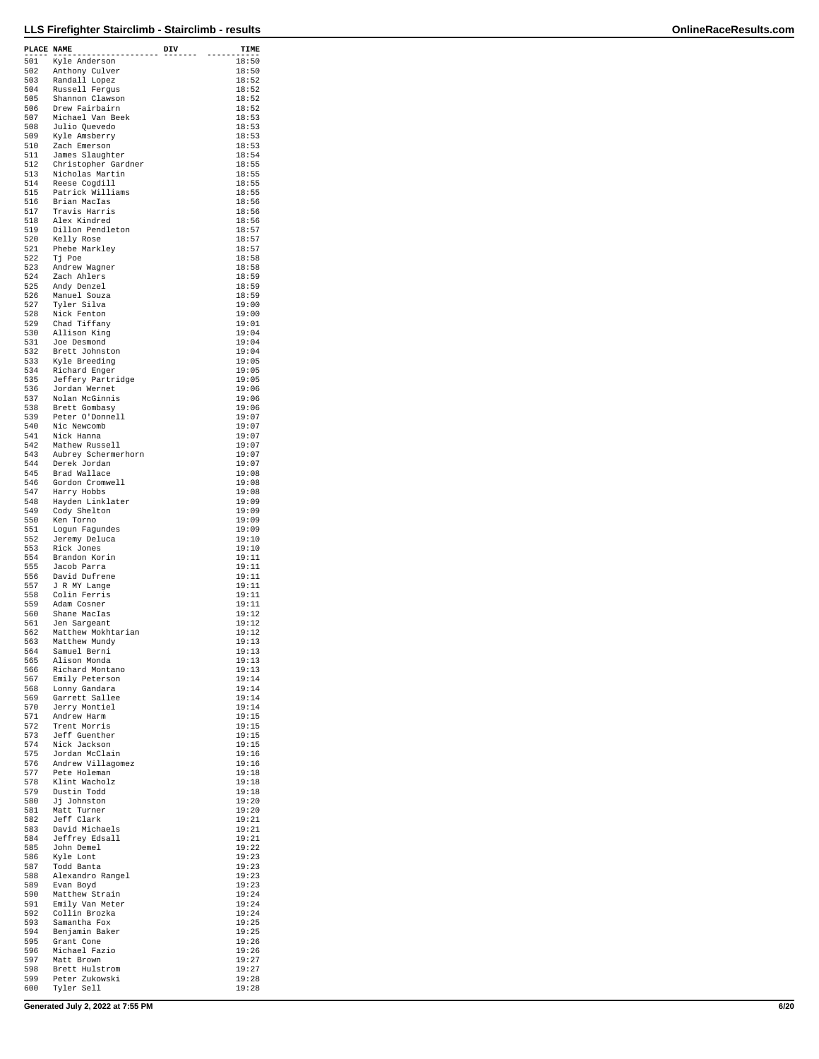| PLACE | NAME | DIV | TIME |
|---|---|---|---|
| 501 | Kyle Anderson | | 18:50 |
| 502 | Anthony Culver | | 18:50 |
| 503 | Randall Lopez | | 18:52 |
| 504 | Russell Fergus | | 18:52 |
| 505 | Shannon Clawson | | 18:52 |
| 506 | Drew Fairbairn | | 18:52 |
| 507 | Michael Van Beek | | 18:53 |
| 508 | Julio Quevedo | | 18:53 |
| 509 | Kyle Amsberry | | 18:53 |
| 510 | Zach Emerson | | 18:53 |
| 511 | James Slaughter | | 18:54 |
| 512 | Christopher Gardner | | 18:55 |
| 513 | Nicholas Martin | | 18:55 |
| 514 | Reese Cogdill | | 18:55 |
| 515 | Patrick Williams | | 18:55 |
| 516 | Brian MacIas | | 18:56 |
| 517 | Travis Harris | | 18:56 |
| 518 | Alex Kindred | | 18:56 |
| 519 | Dillon Pendleton | | 18:57 |
| 520 | Kelly Rose | | 18:57 |
| 521 | Phebe Markley | | 18:57 |
| 522 | Tj Poe | | 18:58 |
| 523 | Andrew Wagner | | 18:58 |
| 524 | Zach Ahlers | | 18:59 |
| 525 | Andy Denzel | | 18:59 |
| 526 | Manuel Souza | | 18:59 |
| 527 | Tyler Silva | | 19:00 |
| 528 | Nick Fenton | | 19:00 |
| 529 | Chad Tiffany | | 19:01 |
| 530 | Allison King | | 19:04 |
| 531 | Joe Desmond | | 19:04 |
| 532 | Brett Johnston | | 19:04 |
| 533 | Kyle Breeding | | 19:05 |
| 534 | Richard Enger | | 19:05 |
| 535 | Jeffery Partridge | | 19:05 |
| 536 | Jordan Wernet | | 19:06 |
| 537 | Nolan McGinnis | | 19:06 |
| 538 | Brett Gombasy | | 19:06 |
| 539 | Peter O'Donnell | | 19:07 |
| 540 | Nic Newcomb | | 19:07 |
| 541 | Nick Hanna | | 19:07 |
| 542 | Mathew Russell | | 19:07 |
| 543 | Aubrey Schermerhorn | | 19:07 |
| 544 | Derek Jordan | | 19:07 |
| 545 | Brad Wallace | | 19:08 |
| 546 | Gordon Cromwell | | 19:08 |
| 547 | Harry Hobbs | | 19:08 |
| 548 | Hayden Linklater | | 19:09 |
| 549 | Cody Shelton | | 19:09 |
| 550 | Ken Torno | | 19:09 |
| 551 | Logun Fagundes | | 19:09 |
| 552 | Jeremy Deluca | | 19:10 |
| 553 | Rick Jones | | 19:10 |
| 554 | Brandon Korin | | 19:11 |
| 555 | Jacob Parra | | 19:11 |
| 556 | David Dufrene | | 19:11 |
| 557 | J R MY Lange | | 19:11 |
| 558 | Colin Ferris | | 19:11 |
| 559 | Adam Cosner | | 19:11 |
| 560 | Shane MacIas | | 19:12 |
| 561 | Jen Sargeant | | 19:12 |
| 562 | Matthew Mokhtarian | | 19:12 |
| 563 | Matthew Mundy | | 19:13 |
| 564 | Samuel Berni | | 19:13 |
| 565 | Alison Monda | | 19:13 |
| 566 | Richard Montano | | 19:13 |
| 567 | Emily Peterson | | 19:14 |
| 568 | Lonny Gandara | | 19:14 |
| 569 | Garrett Sallee | | 19:14 |
| 570 | Jerry Montiel | | 19:14 |
| 571 | Andrew Harm | | 19:15 |
| 572 | Trent Morris | | 19:15 |
| 573 | Jeff Guenther | | 19:15 |
| 574 | Nick Jackson | | 19:15 |
| 575 | Jordan McClain | | 19:16 |
| 576 | Andrew Villagomez | | 19:16 |
| 577 | Pete Holeman | | 19:18 |
| 578 | Klint Wacholz | | 19:18 |
| 579 | Dustin Todd | | 19:18 |
| 580 | Jj Johnston | | 19:20 |
| 581 | Matt Turner | | 19:20 |
| 582 | Jeff Clark | | 19:21 |
| 583 | David Michaels | | 19:21 |
| 584 | Jeffrey Edsall | | 19:21 |
| 585 | John Demel | | 19:22 |
| 586 | Kyle Lont | | 19:23 |
| 587 | Todd Banta | | 19:23 |
| 588 | Alexandro Rangel | | 19:23 |
| 589 | Evan Boyd | | 19:23 |
| 590 | Matthew Strain | | 19:24 |
| 591 | Emily Van Meter | | 19:24 |
| 592 | Collin Brozka | | 19:24 |
| 593 | Samantha Fox | | 19:25 |
| 594 | Benjamin Baker | | 19:25 |
| 595 | Grant Cone | | 19:26 |
| 596 | Michael Fazio | | 19:26 |
| 597 | Matt Brown | | 19:27 |
| 598 | Brett Hulstrom | | 19:27 |
| 599 | Peter Zukowski | | 19:28 |
| 600 | Tyler Sell | | 19:28 |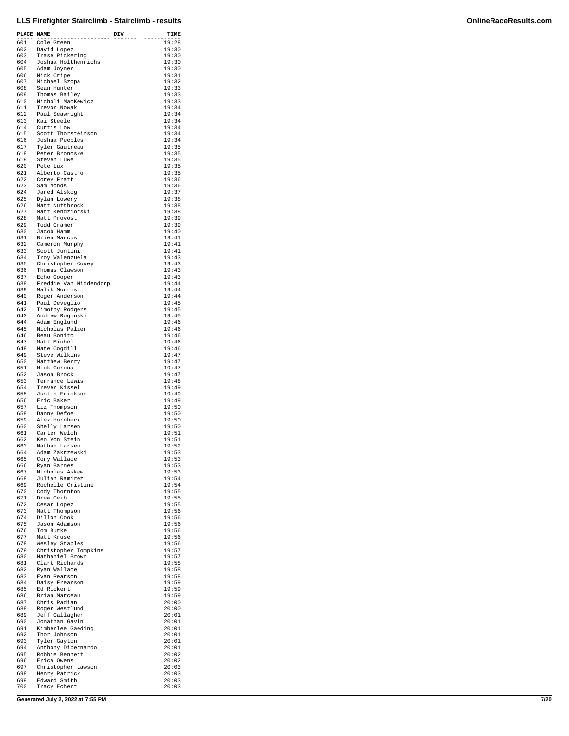| PLACE | NAME | DIV | TIME |
|---|---|---|---|
| 601 | Cole Green | | 19:28 |
| 602 | David Lopez | | 19:30 |
| 603 | Trase Pickering | | 19:30 |
| 604 | Joshua Holthenrichs | | 19:30 |
| 605 | Adam Joyner | | 19:30 |
| 606 | Nick Cripe | | 19:31 |
| 607 | Michael Szopa | | 19:32 |
| 608 | Sean Hunter | | 19:33 |
| 609 | Thomas Bailey | | 19:33 |
| 610 | Nicholi MacKewicz | | 19:33 |
| 611 | Trevor Nowak | | 19:34 |
| 612 | Paul Seawright | | 19:34 |
| 613 | Kai Steele | | 19:34 |
| 614 | Curtis Low | | 19:34 |
| 615 | Scott Thorsteinson | | 19:34 |
| 616 | Joshua Peeples | | 19:34 |
| 617 | Tyler Gautreau | | 19:35 |
| 618 | Peter Bronoske | | 19:35 |
| 619 | Steven Luwe | | 19:35 |
| 620 | Pete Lux | | 19:35 |
| 621 | Alberto Castro | | 19:35 |
| 622 | Corey Fratt | | 19:36 |
| 623 | Sam Monds | | 19:36 |
| 624 | Jared Alskog | | 19:37 |
| 625 | Dylan Lowery | | 19:38 |
| 626 | Matt Nuttbrock | | 19:38 |
| 627 | Matt Kendziorski | | 19:38 |
| 628 | Matt Provost | | 19:39 |
| 629 | Todd Cramer | | 19:39 |
| 630 | Jacob Hamm | | 19:40 |
| 631 | Brien Marcus | | 19:41 |
| 632 | Cameron Murphy | | 19:41 |
| 633 | Scott Juntini | | 19:41 |
| 634 | Troy Valenzuela | | 19:43 |
| 635 | Christopher Covey | | 19:43 |
| 636 | Thomas Clawson | | 19:43 |
| 637 | Echo Cooper | | 19:43 |
| 638 | Freddie Van Middendorp | | 19:44 |
| 639 | Malik Morris | | 19:44 |
| 640 | Roger Anderson | | 19:44 |
| 641 | Paul Deveglio | | 19:45 |
| 642 | Timothy Rodgers | | 19:45 |
| 643 | Andrew Roginski | | 19:45 |
| 644 | Adam Englund | | 19:46 |
| 645 | Nicholas Palzer | | 19:46 |
| 646 | Beau Bonito | | 19:46 |
| 647 | Matt Michel | | 19:46 |
| 648 | Nate Cogdill | | 19:46 |
| 649 | Steve Wilkins | | 19:47 |
| 650 | Matthew Berry | | 19:47 |
| 651 | Nick Corona | | 19:47 |
| 652 | Jason Brock | | 19:47 |
| 653 | Terrance Lewis | | 19:48 |
| 654 | Trever Kissel | | 19:49 |
| 655 | Justin Erickson | | 19:49 |
| 656 | Eric Baker | | 19:49 |
| 657 | Liz Thompson | | 19:50 |
| 658 | Danny Defoe | | 19:50 |
| 659 | Alex Hornbeck | | 19:50 |
| 660 | Shelly Larsen | | 19:50 |
| 661 | Carter Welch | | 19:51 |
| 662 | Ken Von Stein | | 19:51 |
| 663 | Nathan Larsen | | 19:52 |
| 664 | Adam Zakrzewski | | 19:53 |
| 665 | Cory Wallace | | 19:53 |
| 666 | Ryan Barnes | | 19:53 |
| 667 | Nicholas Askew | | 19:53 |
| 668 | Julian Ramirez | | 19:54 |
| 669 | Rochelle Cristine | | 19:54 |
| 670 | Cody Thornton | | 19:55 |
| 671 | Drew Geib | | 19:55 |
| 672 | Cesar Lopez | | 19:55 |
| 673 | Matt Thompson | | 19:56 |
| 674 | Dillon Cook | | 19:56 |
| 675 | Jason Adamson | | 19:56 |
| 676 | Tom Burke | | 19:56 |
| 677 | Matt Kruse | | 19:56 |
| 678 | Wesley Staples | | 19:56 |
| 679 | Christopher Tompkins | | 19:57 |
| 680 | Nathaniel Brown | | 19:57 |
| 681 | Clark Richards | | 19:58 |
| 682 | Ryan Wallace | | 19:58 |
| 683 | Evan Pearson | | 19:58 |
| 684 | Daisy Frearson | | 19:59 |
| 685 | Ed Rickert | | 19:59 |
| 686 | Brian Marceau | | 19:59 |
| 687 | Chris Padian | | 20:00 |
| 688 | Roger Westlund | | 20:00 |
| 689 | Jeff Gallagher | | 20:01 |
| 690 | Jonathan Gavin | | 20:01 |
| 691 | Kimberlee Gaeding | | 20:01 |
| 692 | Thor Johnson | | 20:01 |
| 693 | Tyler Gayton | | 20:01 |
| 694 | Anthony Dibernardo | | 20:01 |
| 695 | Robbie Bennett | | 20:02 |
| 696 | Erica Owens | | 20:02 |
| 697 | Christopher Lawson | | 20:03 |
| 698 | Henry Patrick | | 20:03 |
| 699 | Edward Smith | | 20:03 |
| 700 | Tracy Echert | | 20:03 |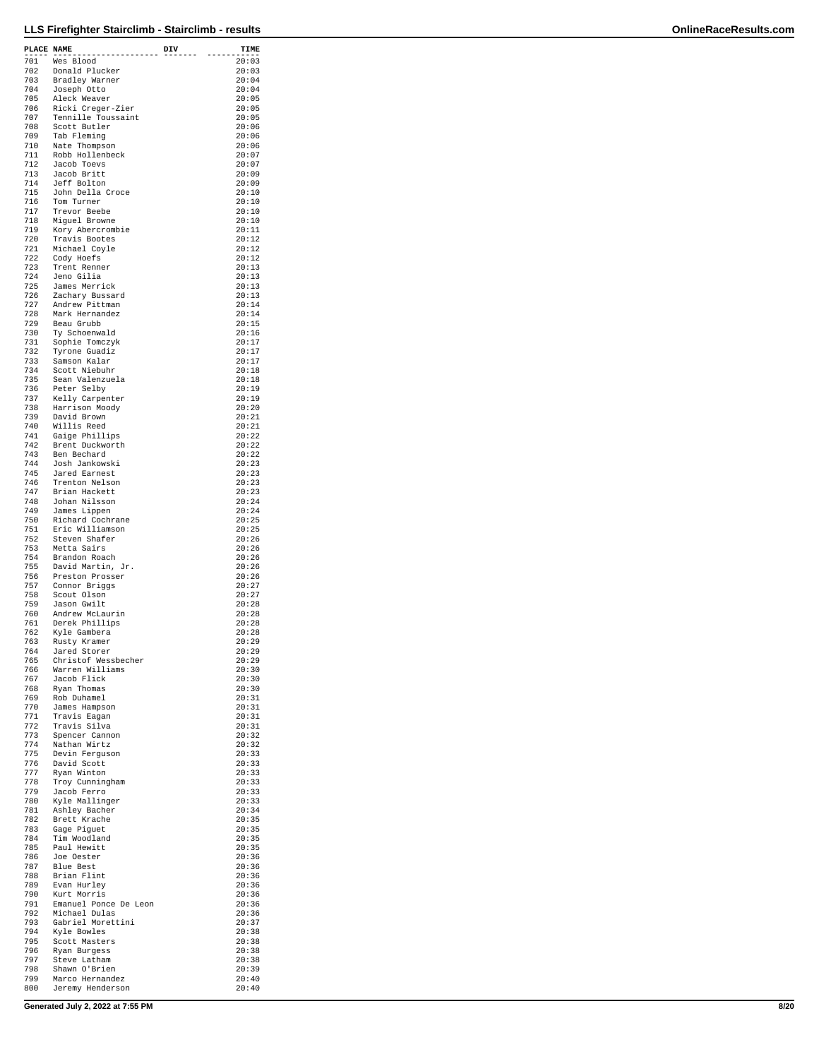## LLS Firefighter Stairclimb - Stairclimb - results

| PLACE | NAME | DIV | TIME |
|---|---|---|---|
| 701 | Wes Blood | | 20:03 |
| 702 | Donald Plucker | | 20:03 |
| 703 | Bradley Warner | | 20:04 |
| 704 | Joseph Otto | | 20:04 |
| 705 | Aleck Weaver | | 20:05 |
| 706 | Ricki Creger-Zier | | 20:05 |
| 707 | Tennille Toussaint | | 20:05 |
| 708 | Scott Butler | | 20:06 |
| 709 | Tab Fleming | | 20:06 |
| 710 | Nate Thompson | | 20:06 |
| 711 | Robb Hollenbeck | | 20:07 |
| 712 | Jacob Toevs | | 20:07 |
| 713 | Jacob Britt | | 20:09 |
| 714 | Jeff Bolton | | 20:09 |
| 715 | John Della Croce | | 20:10 |
| 716 | Tom Turner | | 20:10 |
| 717 | Trevor Beebe | | 20:10 |
| 718 | Miguel Browne | | 20:10 |
| 719 | Kory Abercrombie | | 20:11 |
| 720 | Travis Bootes | | 20:12 |
| 721 | Michael Coyle | | 20:12 |
| 722 | Cody Hoefs | | 20:12 |
| 723 | Trent Renner | | 20:13 |
| 724 | Jeno Gilia | | 20:13 |
| 725 | James Merrick | | 20:13 |
| 726 | Zachary Bussard | | 20:13 |
| 727 | Andrew Pittman | | 20:14 |
| 728 | Mark Hernandez | | 20:14 |
| 729 | Beau Grubb | | 20:15 |
| 730 | Ty Schoenwald | | 20:16 |
| 731 | Sophie Tomczyk | | 20:17 |
| 732 | Tyrone Guadiz | | 20:17 |
| 733 | Samson Kalar | | 20:17 |
| 734 | Scott Niebuhr | | 20:18 |
| 735 | Sean Valenzuela | | 20:18 |
| 736 | Peter Selby | | 20:19 |
| 737 | Kelly Carpenter | | 20:19 |
| 738 | Harrison Moody | | 20:20 |
| 739 | David Brown | | 20:21 |
| 740 | Willis Reed | | 20:21 |
| 741 | Gaige Phillips | | 20:22 |
| 742 | Brent Duckworth | | 20:22 |
| 743 | Ben Bechard | | 20:22 |
| 744 | Josh Jankowski | | 20:23 |
| 745 | Jared Earnest | | 20:23 |
| 746 | Trenton Nelson | | 20:23 |
| 747 | Brian Hackett | | 20:23 |
| 748 | Johan Nilsson | | 20:24 |
| 749 | James Lippen | | 20:24 |
| 750 | Richard Cochrane | | 20:25 |
| 751 | Eric Williamson | | 20:25 |
| 752 | Steven Shafer | | 20:26 |
| 753 | Metta Sairs | | 20:26 |
| 754 | Brandon Roach | | 20:26 |
| 755 | David Martin, Jr. | | 20:26 |
| 756 | Preston Prosser | | 20:26 |
| 757 | Connor Briggs | | 20:27 |
| 758 | Scout Olson | | 20:27 |
| 759 | Jason Gwilt | | 20:28 |
| 760 | Andrew McLaurin | | 20:28 |
| 761 | Derek Phillips | | 20:28 |
| 762 | Kyle Gambera | | 20:28 |
| 763 | Rusty Kramer | | 20:29 |
| 764 | Jared Storer | | 20:29 |
| 765 | Christof Wessbecher | | 20:29 |
| 766 | Warren Williams | | 20:30 |
| 767 | Jacob Flick | | 20:30 |
| 768 | Ryan Thomas | | 20:30 |
| 769 | Rob Duhamel | | 20:31 |
| 770 | James Hampson | | 20:31 |
| 771 | Travis Eagan | | 20:31 |
| 772 | Travis Silva | | 20:31 |
| 773 | Spencer Cannon | | 20:32 |
| 774 | Nathan Wirtz | | 20:32 |
| 775 | Devin Ferguson | | 20:33 |
| 776 | David Scott | | 20:33 |
| 777 | Ryan Winton | | 20:33 |
| 778 | Troy Cunningham | | 20:33 |
| 779 | Jacob Ferro | | 20:33 |
| 780 | Kyle Mallinger | | 20:33 |
| 781 | Ashley Bacher | | 20:34 |
| 782 | Brett Krache | | 20:35 |
| 783 | Gage Piguet | | 20:35 |
| 784 | Tim Woodland | | 20:35 |
| 785 | Paul Hewitt | | 20:35 |
| 786 | Joe Oester | | 20:36 |
| 787 | Blue Best | | 20:36 |
| 788 | Brian Flint | | 20:36 |
| 789 | Evan Hurley | | 20:36 |
| 790 | Kurt Morris | | 20:36 |
| 791 | Emanuel Ponce De Leon | | 20:36 |
| 792 | Michael Dulas | | 20:36 |
| 793 | Gabriel Morettini | | 20:37 |
| 794 | Kyle Bowles | | 20:38 |
| 795 | Scott Masters | | 20:38 |
| 796 | Ryan Burgess | | 20:38 |
| 797 | Steve Latham | | 20:38 |
| 798 | Shawn O'Brien | | 20:39 |
| 799 | Marco Hernandez | | 20:40 |
| 800 | Jeremy Henderson | | 20:40 |

Generated July 2, 2022 at 7:55 PM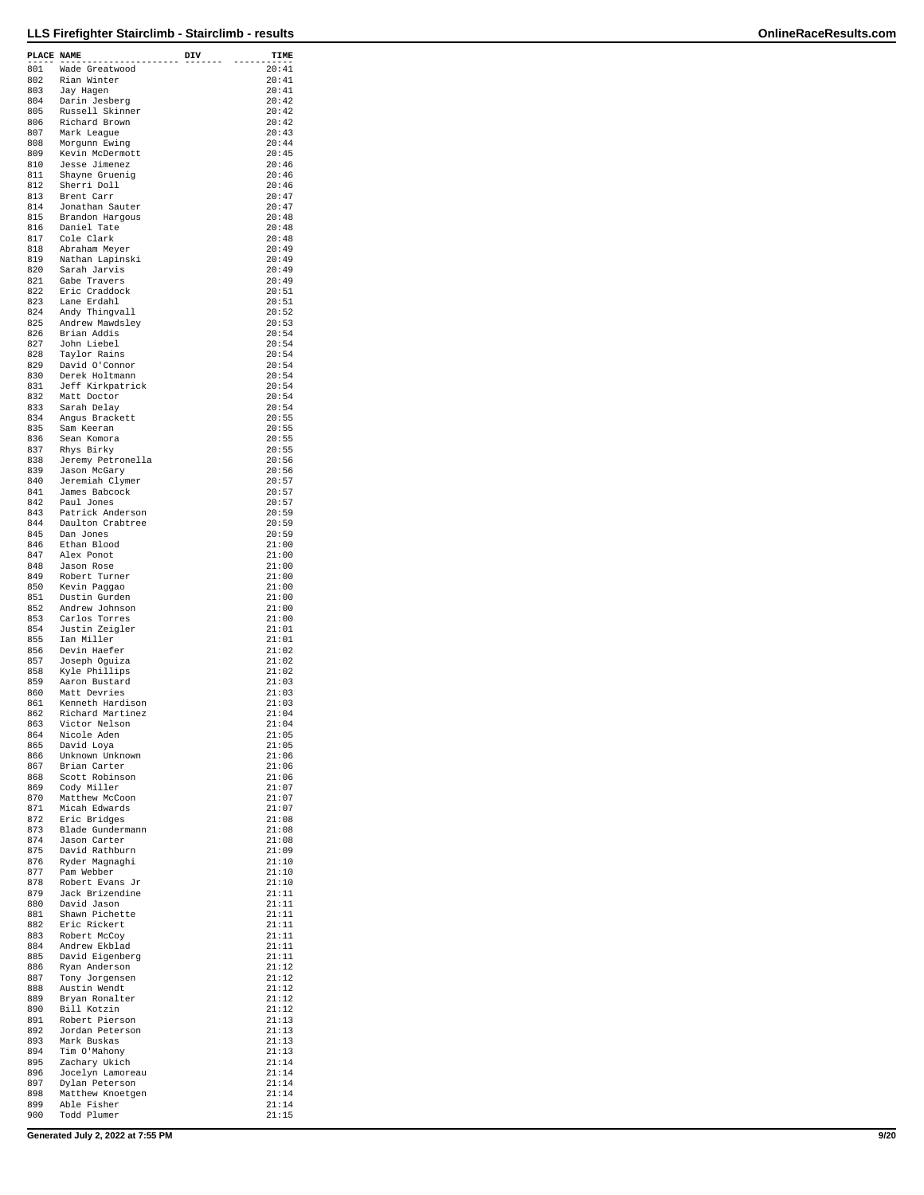# LLS Firefighter Stairclimb - Stairclimb - results

| PLACE | NAME | DIV | TIME |
|---|---|---|---|
| 801 | Wade Greatwood | | 20:41 |
| 802 | Rian Winter | | 20:41 |
| 803 | Jay Hagen | | 20:41 |
| 804 | Darin Jesberg | | 20:42 |
| 805 | Russell Skinner | | 20:42 |
| 806 | Richard Brown | | 20:42 |
| 807 | Mark League | | 20:43 |
| 808 | Morgunn Ewing | | 20:44 |
| 809 | Kevin McDermott | | 20:45 |
| 810 | Jesse Jimenez | | 20:46 |
| 811 | Shayne Gruenig | | 20:46 |
| 812 | Sherri Doll | | 20:46 |
| 813 | Brent Carr | | 20:47 |
| 814 | Jonathan Sauter | | 20:47 |
| 815 | Brandon Hargous | | 20:48 |
| 816 | Daniel Tate | | 20:48 |
| 817 | Cole Clark | | 20:48 |
| 818 | Abraham Meyer | | 20:49 |
| 819 | Nathan Lapinski | | 20:49 |
| 820 | Sarah Jarvis | | 20:49 |
| 821 | Gabe Travers | | 20:49 |
| 822 | Eric Craddock | | 20:51 |
| 823 | Lane Erdahl | | 20:51 |
| 824 | Andy Thingvall | | 20:52 |
| 825 | Andrew Mawdsley | | 20:53 |
| 826 | Brian Addis | | 20:54 |
| 827 | John Liebel | | 20:54 |
| 828 | Taylor Rains | | 20:54 |
| 829 | David O'Connor | | 20:54 |
| 830 | Derek Holtmann | | 20:54 |
| 831 | Jeff Kirkpatrick | | 20:54 |
| 832 | Matt Doctor | | 20:54 |
| 833 | Sarah Delay | | 20:54 |
| 834 | Angus Brackett | | 20:55 |
| 835 | Sam Keeran | | 20:55 |
| 836 | Sean Komora | | 20:55 |
| 837 | Rhys Birky | | 20:55 |
| 838 | Jeremy Petronella | | 20:56 |
| 839 | Jason McGary | | 20:56 |
| 840 | Jeremiah Clymer | | 20:57 |
| 841 | James Babcock | | 20:57 |
| 842 | Paul Jones | | 20:57 |
| 843 | Patrick Anderson | | 20:59 |
| 844 | Daulton Crabtree | | 20:59 |
| 845 | Dan Jones | | 20:59 |
| 846 | Ethan Blood | | 21:00 |
| 847 | Alex Ponot | | 21:00 |
| 848 | Jason Rose | | 21:00 |
| 849 | Robert Turner | | 21:00 |
| 850 | Kevin Paggao | | 21:00 |
| 851 | Dustin Gurden | | 21:00 |
| 852 | Andrew Johnson | | 21:00 |
| 853 | Carlos Torres | | 21:00 |
| 854 | Justin Zeigler | | 21:01 |
| 855 | Ian Miller | | 21:01 |
| 856 | Devin Haefer | | 21:02 |
| 857 | Joseph Oguiza | | 21:02 |
| 858 | Kyle Phillips | | 21:02 |
| 859 | Aaron Bustard | | 21:03 |
| 860 | Matt Devries | | 21:03 |
| 861 | Kenneth Hardison | | 21:03 |
| 862 | Richard Martinez | | 21:04 |
| 863 | Victor Nelson | | 21:04 |
| 864 | Nicole Aden | | 21:05 |
| 865 | David Loya | | 21:05 |
| 866 | Unknown Unknown | | 21:06 |
| 867 | Brian Carter | | 21:06 |
| 868 | Scott Robinson | | 21:06 |
| 869 | Cody Miller | | 21:07 |
| 870 | Matthew McCoon | | 21:07 |
| 871 | Micah Edwards | | 21:07 |
| 872 | Eric Bridges | | 21:08 |
| 873 | Blade Gundermann | | 21:08 |
| 874 | Jason Carter | | 21:08 |
| 875 | David Rathburn | | 21:09 |
| 876 | Ryder Magnaghi | | 21:10 |
| 877 | Pam Webber | | 21:10 |
| 878 | Robert Evans Jr | | 21:10 |
| 879 | Jack Brizendine | | 21:11 |
| 880 | David Jason | | 21:11 |
| 881 | Shawn Pichette | | 21:11 |
| 882 | Eric Rickert | | 21:11 |
| 883 | Robert McCoy | | 21:11 |
| 884 | Andrew Ekblad | | 21:11 |
| 885 | David Eigenberg | | 21:11 |
| 886 | Ryan Anderson | | 21:12 |
| 887 | Tony Jorgensen | | 21:12 |
| 888 | Austin Wendt | | 21:12 |
| 889 | Bryan Ronalter | | 21:12 |
| 890 | Bill Kotzin | | 21:12 |
| 891 | Robert Pierson | | 21:13 |
| 892 | Jordan Peterson | | 21:13 |
| 893 | Mark Buskas | | 21:13 |
| 894 | Tim O'Mahony | | 21:13 |
| 895 | Zachary Ukich | | 21:14 |
| 896 | Jocelyn Lamoreau | | 21:14 |
| 897 | Dylan Peterson | | 21:14 |
| 898 | Matthew Knoetgen | | 21:14 |
| 899 | Able Fisher | | 21:14 |
| 900 | Todd Plumer | | 21:15 |

Generated July 2, 2022 at 7:55 PM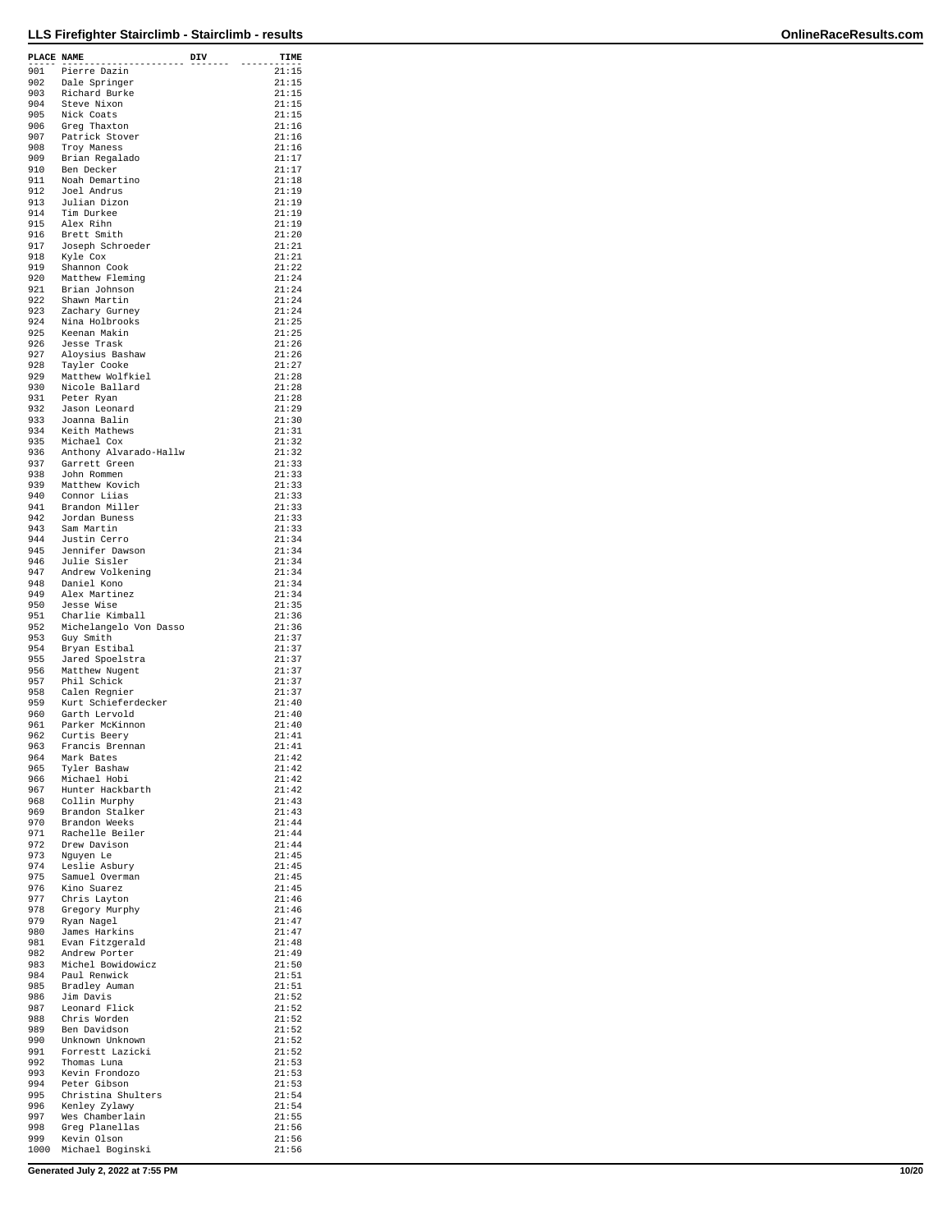| PLACE | NAME | DIV | TIME |
|---|---|---|---|
| 901 | Pierre Dazin | | 21:15 |
| 902 | Dale Springer | | 21:15 |
| 903 | Richard Burke | | 21:15 |
| 904 | Steve Nixon | | 21:15 |
| 905 | Nick Coats | | 21:15 |
| 906 | Greg Thaxton | | 21:16 |
| 907 | Patrick Stover | | 21:16 |
| 908 | Troy Maness | | 21:16 |
| 909 | Brian Regalado | | 21:17 |
| 910 | Ben Decker | | 21:17 |
| 911 | Noah Demartino | | 21:18 |
| 912 | Joel Andrus | | 21:19 |
| 913 | Julian Dizon | | 21:19 |
| 914 | Tim Durkee | | 21:19 |
| 915 | Alex Rihn | | 21:19 |
| 916 | Brett Smith | | 21:20 |
| 917 | Joseph Schroeder | | 21:21 |
| 918 | Kyle Cox | | 21:21 |
| 919 | Shannon Cook | | 21:22 |
| 920 | Matthew Fleming | | 21:24 |
| 921 | Brian Johnson | | 21:24 |
| 922 | Shawn Martin | | 21:24 |
| 923 | Zachary Gurney | | 21:24 |
| 924 | Nina Holbrooks | | 21:25 |
| 925 | Keenan Makin | | 21:25 |
| 926 | Jesse Trask | | 21:26 |
| 927 | Aloysius Bashaw | | 21:26 |
| 928 | Tayler Cooke | | 21:27 |
| 929 | Matthew Wolfkiel | | 21:28 |
| 930 | Nicole Ballard | | 21:28 |
| 931 | Peter Ryan | | 21:28 |
| 932 | Jason Leonard | | 21:29 |
| 933 | Joanna Balin | | 21:30 |
| 934 | Keith Mathews | | 21:31 |
| 935 | Michael Cox | | 21:32 |
| 936 | Anthony Alvarado-Hallw | | 21:32 |
| 937 | Garrett Green | | 21:33 |
| 938 | John Rommen | | 21:33 |
| 939 | Matthew Kovich | | 21:33 |
| 940 | Connor Liias | | 21:33 |
| 941 | Brandon Miller | | 21:33 |
| 942 | Jordan Buness | | 21:33 |
| 943 | Sam Martin | | 21:33 |
| 944 | Justin Cerro | | 21:34 |
| 945 | Jennifer Dawson | | 21:34 |
| 946 | Julie Sisler | | 21:34 |
| 947 | Andrew Volkening | | 21:34 |
| 948 | Daniel Kono | | 21:34 |
| 949 | Alex Martinez | | 21:34 |
| 950 | Jesse Wise | | 21:35 |
| 951 | Charlie Kimball | | 21:36 |
| 952 | Michelangelo Von Dasso | | 21:36 |
| 953 | Guy Smith | | 21:37 |
| 954 | Bryan Estibal | | 21:37 |
| 955 | Jared Spoelstra | | 21:37 |
| 956 | Matthew Nugent | | 21:37 |
| 957 | Phil Schick | | 21:37 |
| 958 | Calen Regnier | | 21:37 |
| 959 | Kurt Schieferdecker | | 21:40 |
| 960 | Garth Lervold | | 21:40 |
| 961 | Parker McKinnon | | 21:40 |
| 962 | Curtis Beery | | 21:41 |
| 963 | Francis Brennan | | 21:41 |
| 964 | Mark Bates | | 21:42 |
| 965 | Tyler Bashaw | | 21:42 |
| 966 | Michael Hobi | | 21:42 |
| 967 | Hunter Hackbarth | | 21:42 |
| 968 | Collin Murphy | | 21:43 |
| 969 | Brandon Stalker | | 21:43 |
| 970 | Brandon Weeks | | 21:44 |
| 971 | Rachelle Beiler | | 21:44 |
| 972 | Drew Davison | | 21:44 |
| 973 | Nguyen Le | | 21:45 |
| 974 | Leslie Asbury | | 21:45 |
| 975 | Samuel Overman | | 21:45 |
| 976 | Kino Suarez | | 21:45 |
| 977 | Chris Layton | | 21:46 |
| 978 | Gregory Murphy | | 21:46 |
| 979 | Ryan Nagel | | 21:47 |
| 980 | James Harkins | | 21:47 |
| 981 | Evan Fitzgerald | | 21:48 |
| 982 | Andrew Porter | | 21:49 |
| 983 | Michel Bowidowicz | | 21:50 |
| 984 | Paul Renwick | | 21:51 |
| 985 | Bradley Auman | | 21:51 |
| 986 | Jim Davis | | 21:52 |
| 987 | Leonard Flick | | 21:52 |
| 988 | Chris Worden | | 21:52 |
| 989 | Ben Davidson | | 21:52 |
| 990 | Unknown Unknown | | 21:52 |
| 991 | Forrestt Lazicki | | 21:52 |
| 992 | Thomas Luna | | 21:53 |
| 993 | Kevin Frondozo | | 21:53 |
| 994 | Peter Gibson | | 21:53 |
| 995 | Christina Shulters | | 21:54 |
| 996 | Kenley Zylawy | | 21:54 |
| 997 | Wes Chamberlain | | 21:55 |
| 998 | Greg Planellas | | 21:56 |
| 999 | Kevin Olson | | 21:56 |
| 1000 | Michael Boginski | | 21:56 |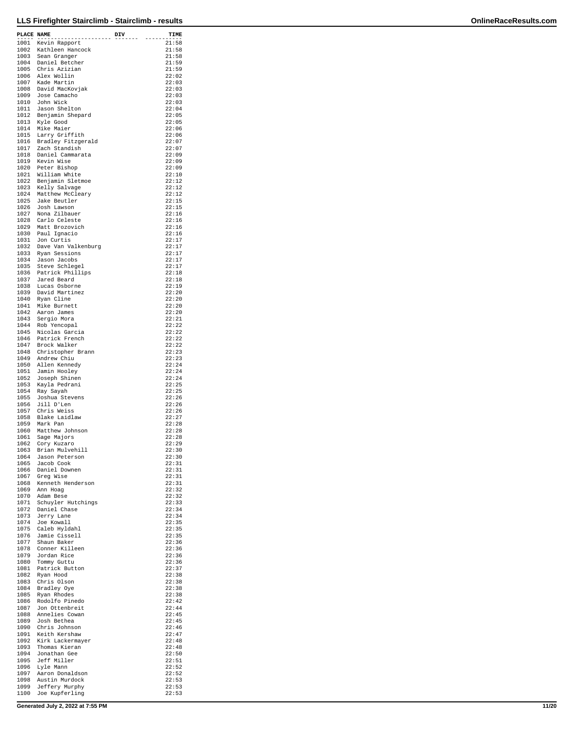| PLACE | NAME | DIV | TIME |
| --- | --- | --- | --- |
| 1001 | Kevin Rapport | | 21:58 |
| 1002 | Kathleen Hancock | | 21:58 |
| 1003 | Sean Granger | | 21:58 |
| 1004 | Daniel Betcher | | 21:59 |
| 1005 | Chris Azizian | | 21:59 |
| 1006 | Alex Wollin | | 22:02 |
| 1007 | Kade Martin | | 22:03 |
| 1008 | David MacKovjak | | 22:03 |
| 1009 | Jose Camacho | | 22:03 |
| 1010 | John Wick | | 22:03 |
| 1011 | Jason Shelton | | 22:04 |
| 1012 | Benjamin Shepard | | 22:05 |
| 1013 | Kyle Good | | 22:05 |
| 1014 | Mike Maier | | 22:06 |
| 1015 | Larry Griffith | | 22:06 |
| 1016 | Bradley Fitzgerald | | 22:07 |
| 1017 | Zach Standish | | 22:07 |
| 1018 | Daniel Cammarata | | 22:09 |
| 1019 | Kevin Wise | | 22:09 |
| 1020 | Peter Bishop | | 22:09 |
| 1021 | William White | | 22:10 |
| 1022 | Benjamin Sletmoe | | 22:12 |
| 1023 | Kelly Salvage | | 22:12 |
| 1024 | Matthew McCleary | | 22:12 |
| 1025 | Jake Beutler | | 22:15 |
| 1026 | Josh Lawson | | 22:15 |
| 1027 | Nona Zilbauer | | 22:16 |
| 1028 | Carlo Celeste | | 22:16 |
| 1029 | Matt Brozovich | | 22:16 |
| 1030 | Paul Ignacio | | 22:16 |
| 1031 | Jon Curtis | | 22:17 |
| 1032 | Dave Van Valkenburg | | 22:17 |
| 1033 | Ryan Sessions | | 22:17 |
| 1034 | Jason Jacobs | | 22:17 |
| 1035 | Steve Schlegel | | 22:17 |
| 1036 | Patrick Phillips | | 22:18 |
| 1037 | Jared Beard | | 22:18 |
| 1038 | Lucas Osborne | | 22:19 |
| 1039 | David Martinez | | 22:20 |
| 1040 | Ryan Cline | | 22:20 |
| 1041 | Mike Burnett | | 22:20 |
| 1042 | Aaron James | | 22:20 |
| 1043 | Sergio Mora | | 22:21 |
| 1044 | Rob Yencopal | | 22:22 |
| 1045 | Nicolas Garcia | | 22:22 |
| 1046 | Patrick French | | 22:22 |
| 1047 | Brock Walker | | 22:22 |
| 1048 | Christopher Brann | | 22:23 |
| 1049 | Andrew Chiu | | 22:23 |
| 1050 | Allen Kennedy | | 22:24 |
| 1051 | Jamin Hooley | | 22:24 |
| 1052 | Joseph Shinen | | 22:24 |
| 1053 | Kayla Pedrani | | 22:25 |
| 1054 | Ray Sayah | | 22:25 |
| 1055 | Joshua Stevens | | 22:26 |
| 1056 | Jill D'Len | | 22:26 |
| 1057 | Chris Weiss | | 22:26 |
| 1058 | Blake Laidlaw | | 22:27 |
| 1059 | Mark Pan | | 22:28 |
| 1060 | Matthew Johnson | | 22:28 |
| 1061 | Sage Majors | | 22:28 |
| 1062 | Cory Kuzaro | | 22:29 |
| 1063 | Brian Mulvehill | | 22:30 |
| 1064 | Jason Peterson | | 22:30 |
| 1065 | Jacob Cook | | 22:31 |
| 1066 | Daniel Downen | | 22:31 |
| 1067 | Greg Wise | | 22:31 |
| 1068 | Kenneth Henderson | | 22:31 |
| 1069 | Ann Hoag | | 22:32 |
| 1070 | Adam Bese | | 22:32 |
| 1071 | Schuyler Hutchings | | 22:33 |
| 1072 | Daniel Chase | | 22:34 |
| 1073 | Jerry Lane | | 22:34 |
| 1074 | Joe Kowall | | 22:35 |
| 1075 | Caleb Hyldahl | | 22:35 |
| 1076 | Jamie Cissell | | 22:35 |
| 1077 | Shaun Baker | | 22:36 |
| 1078 | Conner Killeen | | 22:36 |
| 1079 | Jordan Rice | | 22:36 |
| 1080 | Tommy Guttu | | 22:36 |
| 1081 | Patrick Button | | 22:37 |
| 1082 | Ryan Hood | | 22:38 |
| 1083 | Chris Olson | | 22:38 |
| 1084 | Bradley Oye | | 22:38 |
| 1085 | Ryan Rhodes | | 22:38 |
| 1086 | Rodolfo Pinedo | | 22:42 |
| 1087 | Jon Ottenbreit | | 22:44 |
| 1088 | Annelies Cowan | | 22:45 |
| 1089 | Josh Bethea | | 22:45 |
| 1090 | Chris Johnson | | 22:46 |
| 1091 | Keith Kershaw | | 22:47 |
| 1092 | Kirk Lackermayer | | 22:48 |
| 1093 | Thomas Kieran | | 22:48 |
| 1094 | Jonathan Gee | | 22:50 |
| 1095 | Jeff Miller | | 22:51 |
| 1096 | Lyle Mann | | 22:52 |
| 1097 | Aaron Donaldson | | 22:52 |
| 1098 | Austin Murdock | | 22:53 |
| 1099 | Jeffery Murphy | | 22:53 |
| 1100 | Joe Kupferling | | 22:53 |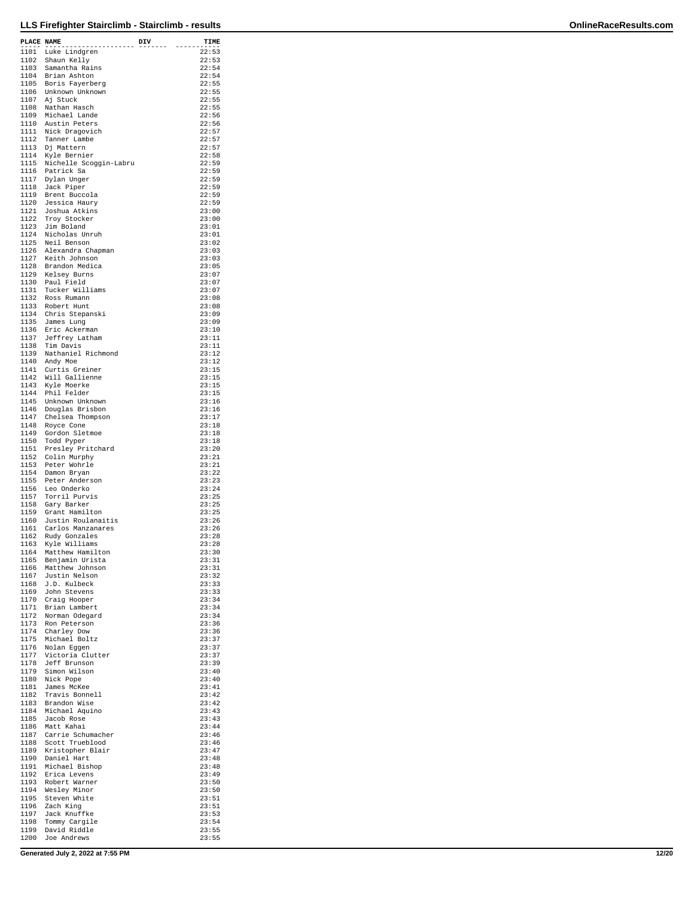## LLS Firefighter Stairclimb - Stairclimb - results

| PLACE | NAME | DIV | TIME |
|---|---|---|---|
| 1101 | Luke Lindgren | | 22:53 |
| 1102 | Shaun Kelly | | 22:53 |
| 1103 | Samantha Rains | | 22:54 |
| 1104 | Brian Ashton | | 22:54 |
| 1105 | Boris Fayerberg | | 22:55 |
| 1106 | Unknown Unknown | | 22:55 |
| 1107 | Aj Stuck | | 22:55 |
| 1108 | Nathan Hasch | | 22:55 |
| 1109 | Michael Lande | | 22:56 |
| 1110 | Austin Peters | | 22:56 |
| 1111 | Nick Dragovich | | 22:57 |
| 1112 | Tanner Lambe | | 22:57 |
| 1113 | Dj Mattern | | 22:57 |
| 1114 | Kyle Bernier | | 22:58 |
| 1115 | Nichelle Scoggin-Labru | | 22:59 |
| 1116 | Patrick Sa | | 22:59 |
| 1117 | Dylan Unger | | 22:59 |
| 1118 | Jack Piper | | 22:59 |
| 1119 | Brent Buccola | | 22:59 |
| 1120 | Jessica Haury | | 22:59 |
| 1121 | Joshua Atkins | | 23:00 |
| 1122 | Troy Stocker | | 23:00 |
| 1123 | Jim Boland | | 23:01 |
| 1124 | Nicholas Unruh | | 23:01 |
| 1125 | Neil Benson | | 23:02 |
| 1126 | Alexandra Chapman | | 23:03 |
| 1127 | Keith Johnson | | 23:03 |
| 1128 | Brandon Medica | | 23:05 |
| 1129 | Kelsey Burns | | 23:07 |
| 1130 | Paul Field | | 23:07 |
| 1131 | Tucker Williams | | 23:07 |
| 1132 | Ross Rumann | | 23:08 |
| 1133 | Robert Hunt | | 23:08 |
| 1134 | Chris Stepanski | | 23:09 |
| 1135 | James Lung | | 23:09 |
| 1136 | Eric Ackerman | | 23:10 |
| 1137 | Jeffrey Latham | | 23:11 |
| 1138 | Tim Davis | | 23:11 |
| 1139 | Nathaniel Richmond | | 23:12 |
| 1140 | Andy Moe | | 23:12 |
| 1141 | Curtis Greiner | | 23:15 |
| 1142 | Will Gallienne | | 23:15 |
| 1143 | Kyle Moerke | | 23:15 |
| 1144 | Phil Felder | | 23:15 |
| 1145 | Unknown Unknown | | 23:16 |
| 1146 | Douglas Brisbon | | 23:16 |
| 1147 | Chelsea Thompson | | 23:17 |
| 1148 | Royce Cone | | 23:18 |
| 1149 | Gordon Sletmoe | | 23:18 |
| 1150 | Todd Pyper | | 23:18 |
| 1151 | Presley Pritchard | | 23:20 |
| 1152 | Colin Murphy | | 23:21 |
| 1153 | Peter Wohrle | | 23:21 |
| 1154 | Damon Bryan | | 23:22 |
| 1155 | Peter Anderson | | 23:23 |
| 1156 | Leo Onderko | | 23:24 |
| 1157 | Torril Purvis | | 23:25 |
| 1158 | Gary Barker | | 23:25 |
| 1159 | Grant Hamilton | | 23:25 |
| 1160 | Justin Roulanaitis | | 23:26 |
| 1161 | Carlos Manzanares | | 23:26 |
| 1162 | Rudy Gonzales | | 23:28 |
| 1163 | Kyle Williams | | 23:28 |
| 1164 | Matthew Hamilton | | 23:30 |
| 1165 | Benjamin Urista | | 23:31 |
| 1166 | Matthew Johnson | | 23:31 |
| 1167 | Justin Nelson | | 23:32 |
| 1168 | J.D. Kulbeck | | 23:33 |
| 1169 | John Stevens | | 23:33 |
| 1170 | Craig Hooper | | 23:34 |
| 1171 | Brian Lambert | | 23:34 |
| 1172 | Norman Odegard | | 23:34 |
| 1173 | Ron Peterson | | 23:36 |
| 1174 | Charley Dow | | 23:36 |
| 1175 | Michael Boltz | | 23:37 |
| 1176 | Nolan Eggen | | 23:37 |
| 1177 | Victoria Clutter | | 23:37 |
| 1178 | Jeff Brunson | | 23:39 |
| 1179 | Simon Wilson | | 23:40 |
| 1180 | Nick Pope | | 23:40 |
| 1181 | James McKee | | 23:41 |
| 1182 | Travis Bonnell | | 23:42 |
| 1183 | Brandon Wise | | 23:42 |
| 1184 | Michael Aquino | | 23:43 |
| 1185 | Jacob Rose | | 23:43 |
| 1186 | Matt Kahai | | 23:44 |
| 1187 | Carrie Schumacher | | 23:46 |
| 1188 | Scott Trueblood | | 23:46 |
| 1189 | Kristopher Blair | | 23:47 |
| 1190 | Daniel Hart | | 23:48 |
| 1191 | Michael Bishop | | 23:48 |
| 1192 | Erica Levens | | 23:49 |
| 1193 | Robert Warner | | 23:50 |
| 1194 | Wesley Minor | | 23:50 |
| 1195 | Steven White | | 23:51 |
| 1196 | Zach King | | 23:51 |
| 1197 | Jack Knuffke | | 23:53 |
| 1198 | Tommy Cargile | | 23:54 |
| 1199 | David Riddle | | 23:55 |
| 1200 | Joe Andrews | | 23:55 |

Generated July 2, 2022 at 7:55 PM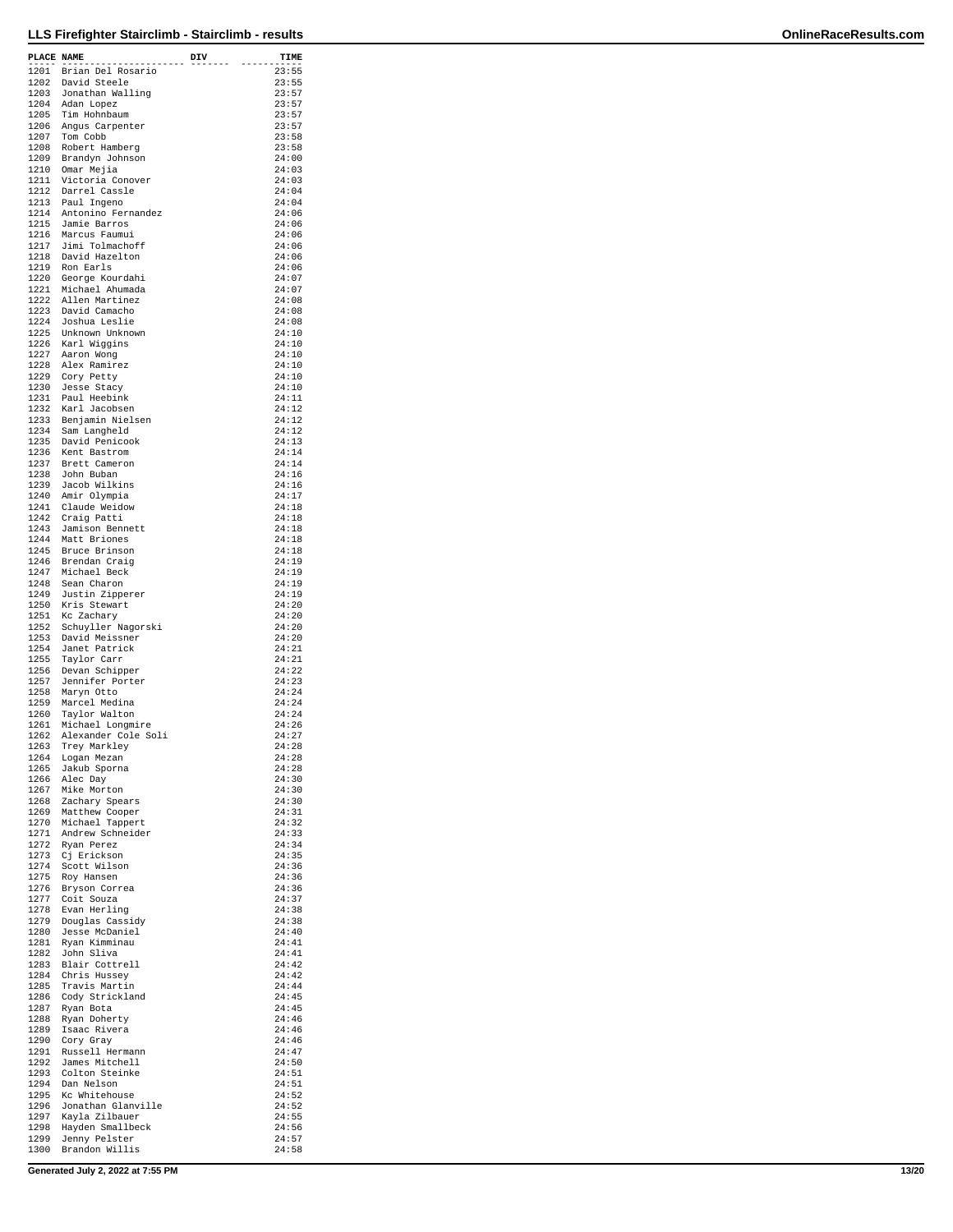| PLACE | NAME | DIV | TIME |
|---|---|---|---|
| 1201 | Brian Del Rosario | | 23:55 |
| 1202 | David Steele | | 23:55 |
| 1203 | Jonathan Walling | | 23:57 |
| 1204 | Adan Lopez | | 23:57 |
| 1205 | Tim Hohnbaum | | 23:57 |
| 1206 | Angus Carpenter | | 23:57 |
| 1207 | Tom Cobb | | 23:58 |
| 1208 | Robert Hamberg | | 23:58 |
| 1209 | Brandyn Johnson | | 24:00 |
| 1210 | Omar Mejia | | 24:03 |
| 1211 | Victoria Conover | | 24:03 |
| 1212 | Darrel Cassle | | 24:04 |
| 1213 | Paul Ingeno | | 24:04 |
| 1214 | Antonino Fernandez | | 24:06 |
| 1215 | Jamie Barros | | 24:06 |
| 1216 | Marcus Faumui | | 24:06 |
| 1217 | Jimi Tolmachoff | | 24:06 |
| 1218 | David Hazelton | | 24:06 |
| 1219 | Ron Earls | | 24:06 |
| 1220 | George Kourdahi | | 24:07 |
| 1221 | Michael Ahumada | | 24:07 |
| 1222 | Allen Martinez | | 24:08 |
| 1223 | David Camacho | | 24:08 |
| 1224 | Joshua Leslie | | 24:08 |
| 1225 | Unknown Unknown | | 24:10 |
| 1226 | Karl Wiggins | | 24:10 |
| 1227 | Aaron Wong | | 24:10 |
| 1228 | Alex Ramirez | | 24:10 |
| 1229 | Cory Petty | | 24:10 |
| 1230 | Jesse Stacy | | 24:10 |
| 1231 | Paul Heebink | | 24:11 |
| 1232 | Karl Jacobsen | | 24:12 |
| 1233 | Benjamin Nielsen | | 24:12 |
| 1234 | Sam Langheld | | 24:12 |
| 1235 | David Penicook | | 24:13 |
| 1236 | Kent Bastrom | | 24:14 |
| 1237 | Brett Cameron | | 24:14 |
| 1238 | John Buban | | 24:16 |
| 1239 | Jacob Wilkins | | 24:16 |
| 1240 | Amir Olympia | | 24:17 |
| 1241 | Claude Weidow | | 24:18 |
| 1242 | Craig Patti | | 24:18 |
| 1243 | Jamison Bennett | | 24:18 |
| 1244 | Matt Briones | | 24:18 |
| 1245 | Bruce Brinson | | 24:18 |
| 1246 | Brendan Craig | | 24:19 |
| 1247 | Michael Beck | | 24:19 |
| 1248 | Sean Charon | | 24:19 |
| 1249 | Justin Zipperer | | 24:19 |
| 1250 | Kris Stewart | | 24:20 |
| 1251 | Kc Zachary | | 24:20 |
| 1252 | Schuyller Nagorski | | 24:20 |
| 1253 | David Meissner | | 24:20 |
| 1254 | Janet Patrick | | 24:21 |
| 1255 | Taylor Carr | | 24:21 |
| 1256 | Devan Schipper | | 24:22 |
| 1257 | Jennifer Porter | | 24:23 |
| 1258 | Maryn Otto | | 24:24 |
| 1259 | Marcel Medina | | 24:24 |
| 1260 | Taylor Walton | | 24:24 |
| 1261 | Michael Longmire | | 24:26 |
| 1262 | Alexander Cole Soli | | 24:27 |
| 1263 | Trey Markley | | 24:28 |
| 1264 | Logan Mezan | | 24:28 |
| 1265 | Jakub Sporna | | 24:28 |
| 1266 | Alec Day | | 24:30 |
| 1267 | Mike Morton | | 24:30 |
| 1268 | Zachary Spears | | 24:30 |
| 1269 | Matthew Cooper | | 24:31 |
| 1270 | Michael Tappert | | 24:32 |
| 1271 | Andrew Schneider | | 24:33 |
| 1272 | Ryan Perez | | 24:34 |
| 1273 | Cj Erickson | | 24:35 |
| 1274 | Scott Wilson | | 24:36 |
| 1275 | Roy Hansen | | 24:36 |
| 1276 | Bryson Correa | | 24:36 |
| 1277 | Coit Souza | | 24:37 |
| 1278 | Evan Herling | | 24:38 |
| 1279 | Douglas Cassidy | | 24:38 |
| 1280 | Jesse McDaniel | | 24:40 |
| 1281 | Ryan Kimminau | | 24:41 |
| 1282 | John Sliva | | 24:41 |
| 1283 | Blair Cottrell | | 24:42 |
| 1284 | Chris Hussey | | 24:42 |
| 1285 | Travis Martin | | 24:44 |
| 1286 | Cody Strickland | | 24:45 |
| 1287 | Ryan Bota | | 24:45 |
| 1288 | Ryan Doherty | | 24:46 |
| 1289 | Isaac Rivera | | 24:46 |
| 1290 | Cory Gray | | 24:46 |
| 1291 | Russell Hermann | | 24:47 |
| 1292 | James Mitchell | | 24:50 |
| 1293 | Colton Steinke | | 24:51 |
| 1294 | Dan Nelson | | 24:51 |
| 1295 | Kc Whitehouse | | 24:52 |
| 1296 | Jonathan Glanville | | 24:52 |
| 1297 | Kayla Zilbauer | | 24:55 |
| 1298 | Hayden Smallbeck | | 24:56 |
| 1299 | Jenny Pelster | | 24:57 |
| 1300 | Brandon Willis | | 24:58 |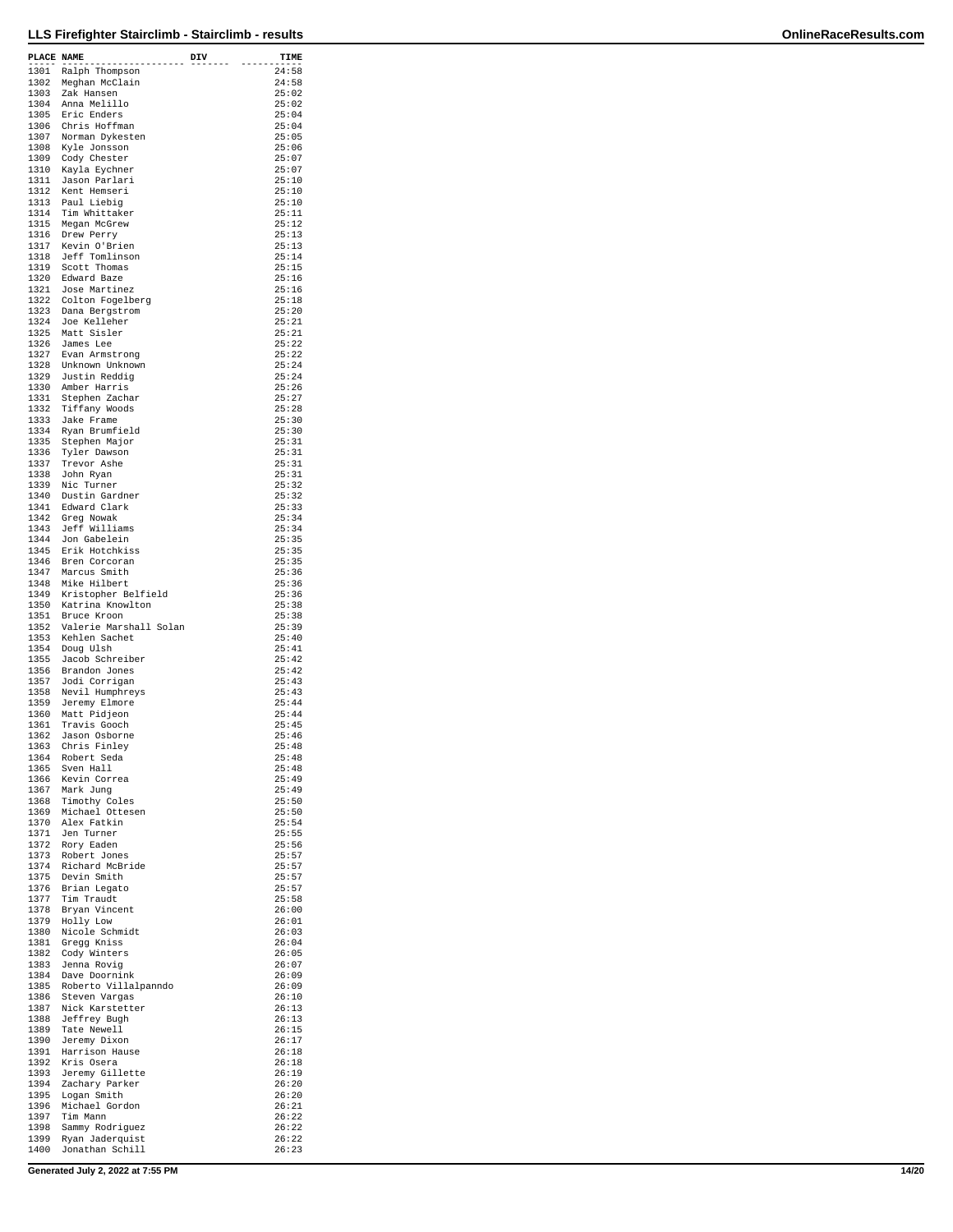# LLS Firefighter Stairclimb - Stairclimb - results

| PLACE | NAME | DIV | TIME |
|---|---|---|---|
| 1301 | Ralph Thompson | | 24:58 |
| 1302 | Meghan McClain | | 24:58 |
| 1303 | Zak Hansen | | 25:02 |
| 1304 | Anna Melillo | | 25:02 |
| 1305 | Eric Enders | | 25:04 |
| 1306 | Chris Hoffman | | 25:04 |
| 1307 | Norman Dykesten | | 25:05 |
| 1308 | Kyle Jonsson | | 25:06 |
| 1309 | Cody Chester | | 25:07 |
| 1310 | Kayla Eychner | | 25:07 |
| 1311 | Jason Parlari | | 25:10 |
| 1312 | Kent Hemseri | | 25:10 |
| 1313 | Paul Liebig | | 25:10 |
| 1314 | Tim Whittaker | | 25:11 |
| 1315 | Megan McGrew | | 25:12 |
| 1316 | Drew Perry | | 25:13 |
| 1317 | Kevin O'Brien | | 25:13 |
| 1318 | Jeff Tomlinson | | 25:14 |
| 1319 | Scott Thomas | | 25:15 |
| 1320 | Edward Baze | | 25:16 |
| 1321 | Jose Martinez | | 25:16 |
| 1322 | Colton Fogelberg | | 25:18 |
| 1323 | Dana Bergstrom | | 25:20 |
| 1324 | Joe Kelleher | | 25:21 |
| 1325 | Matt Sisler | | 25:21 |
| 1326 | James Lee | | 25:22 |
| 1327 | Evan Armstrong | | 25:22 |
| 1328 | Unknown Unknown | | 25:24 |
| 1329 | Justin Reddig | | 25:24 |
| 1330 | Amber Harris | | 25:26 |
| 1331 | Stephen Zachar | | 25:27 |
| 1332 | Tiffany Woods | | 25:28 |
| 1333 | Jake Frame | | 25:30 |
| 1334 | Ryan Brumfield | | 25:30 |
| 1335 | Stephen Major | | 25:31 |
| 1336 | Tyler Dawson | | 25:31 |
| 1337 | Trevor Ashe | | 25:31 |
| 1338 | John Ryan | | 25:31 |
| 1339 | Nic Turner | | 25:32 |
| 1340 | Dustin Gardner | | 25:32 |
| 1341 | Edward Clark | | 25:33 |
| 1342 | Greg Nowak | | 25:34 |
| 1343 | Jeff Williams | | 25:34 |
| 1344 | Jon Gabelein | | 25:35 |
| 1345 | Erik Hotchkiss | | 25:35 |
| 1346 | Bren Corcoran | | 25:35 |
| 1347 | Marcus Smith | | 25:36 |
| 1348 | Mike Hilbert | | 25:36 |
| 1349 | Kristopher Belfield | | 25:36 |
| 1350 | Katrina Knowlton | | 25:38 |
| 1351 | Bruce Kroon | | 25:38 |
| 1352 | Valerie Marshall Solan | | 25:39 |
| 1353 | Kehlen Sachet | | 25:40 |
| 1354 | Doug Ulsh | | 25:41 |
| 1355 | Jacob Schreiber | | 25:42 |
| 1356 | Brandon Jones | | 25:42 |
| 1357 | Jodi Corrigan | | 25:43 |
| 1358 | Nevil Humphreys | | 25:43 |
| 1359 | Jeremy Elmore | | 25:44 |
| 1360 | Matt Pidjeon | | 25:44 |
| 1361 | Travis Gooch | | 25:45 |
| 1362 | Jason Osborne | | 25:46 |
| 1363 | Chris Finley | | 25:48 |
| 1364 | Robert Seda | | 25:48 |
| 1365 | Sven Hall | | 25:48 |
| 1366 | Kevin Correa | | 25:49 |
| 1367 | Mark Jung | | 25:49 |
| 1368 | Timothy Coles | | 25:50 |
| 1369 | Michael Ottesen | | 25:50 |
| 1370 | Alex Fatkin | | 25:54 |
| 1371 | Jen Turner | | 25:55 |
| 1372 | Rory Eaden | | 25:56 |
| 1373 | Robert Jones | | 25:57 |
| 1374 | Richard McBride | | 25:57 |
| 1375 | Devin Smith | | 25:57 |
| 1376 | Brian Legato | | 25:57 |
| 1377 | Tim Traudt | | 25:58 |
| 1378 | Bryan Vincent | | 26:00 |
| 1379 | Holly Low | | 26:01 |
| 1380 | Nicole Schmidt | | 26:03 |
| 1381 | Gregg Kniss | | 26:04 |
| 1382 | Cody Winters | | 26:05 |
| 1383 | Jenna Rovig | | 26:07 |
| 1384 | Dave Doornink | | 26:09 |
| 1385 | Roberto Villalpanndo | | 26:09 |
| 1386 | Steven Vargas | | 26:10 |
| 1387 | Nick Karstetter | | 26:13 |
| 1388 | Jeffrey Bugh | | 26:13 |
| 1389 | Tate Newell | | 26:15 |
| 1390 | Jeremy Dixon | | 26:17 |
| 1391 | Harrison Hause | | 26:18 |
| 1392 | Kris Osera | | 26:18 |
| 1393 | Jeremy Gillette | | 26:19 |
| 1394 | Zachary Parker | | 26:20 |
| 1395 | Logan Smith | | 26:20 |
| 1396 | Michael Gordon | | 26:21 |
| 1397 | Tim Mann | | 26:22 |
| 1398 | Sammy Rodriguez | | 26:22 |
| 1399 | Ryan Jaderquist | | 26:22 |
| 1400 | Jonathan Schill | | 26:23 |

Generated July 2, 2022 at 7:55 PM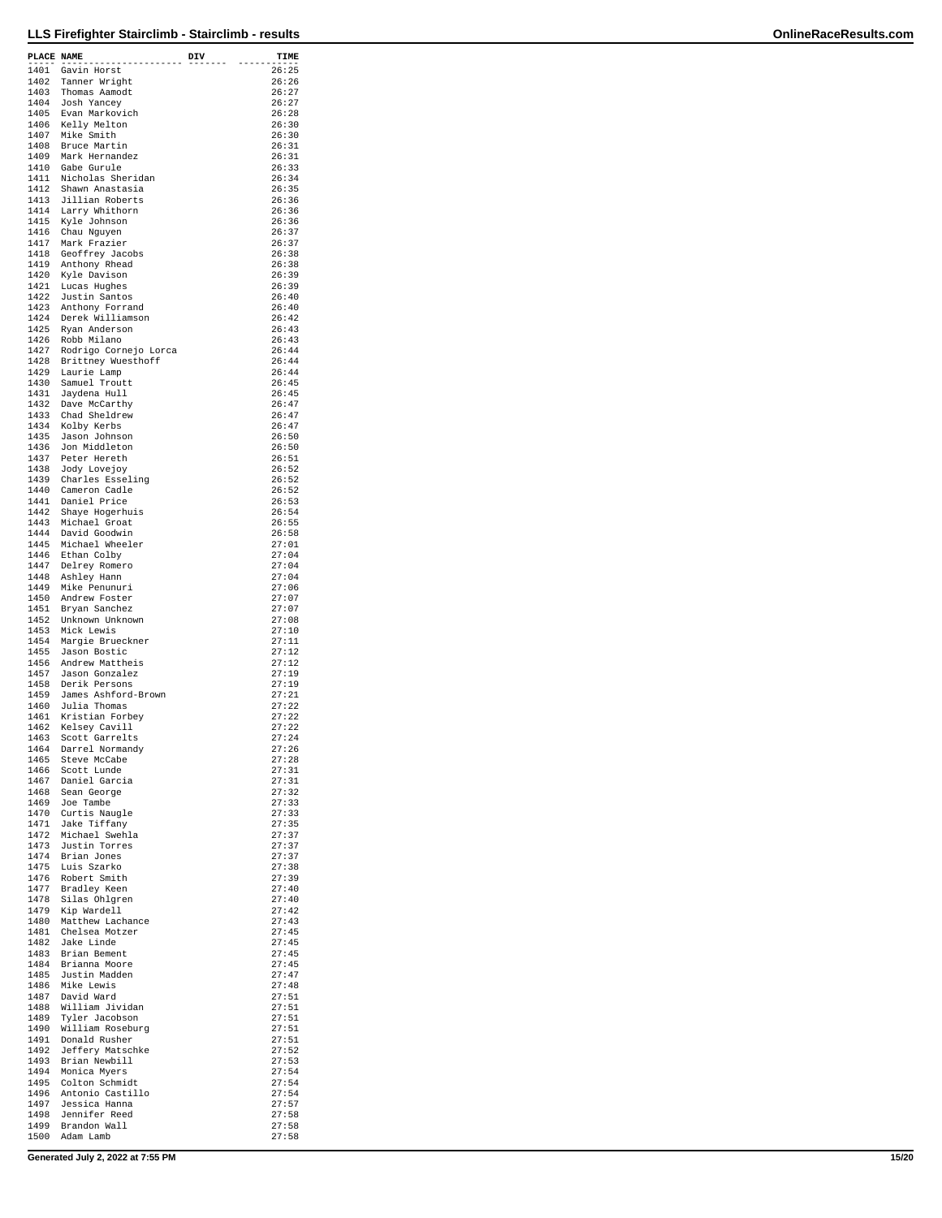| PLACE | NAME | DIV | TIME |
|---|---|---|---|
| 1401 | Gavin Horst | | 26:25 |
| 1402 | Tanner Wright | | 26:26 |
| 1403 | Thomas Aamodt | | 26:27 |
| 1404 | Josh Yancey | | 26:27 |
| 1405 | Evan Markovich | | 26:28 |
| 1406 | Kelly Melton | | 26:30 |
| 1407 | Mike Smith | | 26:30 |
| 1408 | Bruce Martin | | 26:31 |
| 1409 | Mark Hernandez | | 26:31 |
| 1410 | Gabe Gurule | | 26:33 |
| 1411 | Nicholas Sheridan | | 26:34 |
| 1412 | Shawn Anastasia | | 26:35 |
| 1413 | Jillian Roberts | | 26:36 |
| 1414 | Larry Whithorn | | 26:36 |
| 1415 | Kyle Johnson | | 26:36 |
| 1416 | Chau Nguyen | | 26:37 |
| 1417 | Mark Frazier | | 26:37 |
| 1418 | Geoffrey Jacobs | | 26:38 |
| 1419 | Anthony Rhead | | 26:38 |
| 1420 | Kyle Davison | | 26:39 |
| 1421 | Lucas Hughes | | 26:39 |
| 1422 | Justin Santos | | 26:40 |
| 1423 | Anthony Forrand | | 26:40 |
| 1424 | Derek Williamson | | 26:42 |
| 1425 | Ryan Anderson | | 26:43 |
| 1426 | Robb Milano | | 26:43 |
| 1427 | Rodrigo Cornejo Lorca | | 26:44 |
| 1428 | Brittney Wuesthoff | | 26:44 |
| 1429 | Laurie Lamp | | 26:44 |
| 1430 | Samuel Troutt | | 26:45 |
| 1431 | Jaydena Hull | | 26:45 |
| 1432 | Dave McCarthy | | 26:47 |
| 1433 | Chad Sheldrew | | 26:47 |
| 1434 | Kolby Kerbs | | 26:47 |
| 1435 | Jason Johnson | | 26:50 |
| 1436 | Jon Middleton | | 26:50 |
| 1437 | Peter Hereth | | 26:51 |
| 1438 | Jody Lovejoy | | 26:52 |
| 1439 | Charles Esseling | | 26:52 |
| 1440 | Cameron Cadle | | 26:52 |
| 1441 | Daniel Price | | 26:53 |
| 1442 | Shaye Hogerhuis | | 26:54 |
| 1443 | Michael Groat | | 26:55 |
| 1444 | David Goodwin | | 26:58 |
| 1445 | Michael Wheeler | | 27:01 |
| 1446 | Ethan Colby | | 27:04 |
| 1447 | Delrey Romero | | 27:04 |
| 1448 | Ashley Hann | | 27:04 |
| 1449 | Mike Penunuri | | 27:06 |
| 1450 | Andrew Foster | | 27:07 |
| 1451 | Bryan Sanchez | | 27:07 |
| 1452 | Unknown Unknown | | 27:08 |
| 1453 | Mick Lewis | | 27:10 |
| 1454 | Margie Brueckner | | 27:11 |
| 1455 | Jason Bostic | | 27:12 |
| 1456 | Andrew Mattheis | | 27:12 |
| 1457 | Jason Gonzalez | | 27:19 |
| 1458 | Derik Persons | | 27:19 |
| 1459 | James Ashford-Brown | | 27:21 |
| 1460 | Julia Thomas | | 27:22 |
| 1461 | Kristian Forbey | | 27:22 |
| 1462 | Kelsey Cavill | | 27:22 |
| 1463 | Scott Garrelts | | 27:24 |
| 1464 | Darrel Normandy | | 27:26 |
| 1465 | Steve McCabe | | 27:28 |
| 1466 | Scott Lunde | | 27:31 |
| 1467 | Daniel Garcia | | 27:31 |
| 1468 | Sean George | | 27:32 |
| 1469 | Joe Tambe | | 27:33 |
| 1470 | Curtis Naugle | | 27:33 |
| 1471 | Jake Tiffany | | 27:35 |
| 1472 | Michael Swehla | | 27:37 |
| 1473 | Justin Torres | | 27:37 |
| 1474 | Brian Jones | | 27:37 |
| 1475 | Luis Szarko | | 27:38 |
| 1476 | Robert Smith | | 27:39 |
| 1477 | Bradley Keen | | 27:40 |
| 1478 | Silas Ohlgren | | 27:40 |
| 1479 | Kip Wardell | | 27:42 |
| 1480 | Matthew Lachance | | 27:43 |
| 1481 | Chelsea Motzer | | 27:45 |
| 1482 | Jake Linde | | 27:45 |
| 1483 | Brian Bement | | 27:45 |
| 1484 | Brianna Moore | | 27:45 |
| 1485 | Justin Madden | | 27:47 |
| 1486 | Mike Lewis | | 27:48 |
| 1487 | David Ward | | 27:51 |
| 1488 | William Jividan | | 27:51 |
| 1489 | Tyler Jacobson | | 27:51 |
| 1490 | William Roseburg | | 27:51 |
| 1491 | Donald Rusher | | 27:51 |
| 1492 | Jeffery Matschke | | 27:52 |
| 1493 | Brian Newbill | | 27:53 |
| 1494 | Monica Myers | | 27:54 |
| 1495 | Colton Schmidt | | 27:54 |
| 1496 | Antonio Castillo | | 27:54 |
| 1497 | Jessica Hanna | | 27:57 |
| 1498 | Jennifer Reed | | 27:58 |
| 1499 | Brandon Wall | | 27:58 |
| 1500 | Adam Lamb | | 27:58 |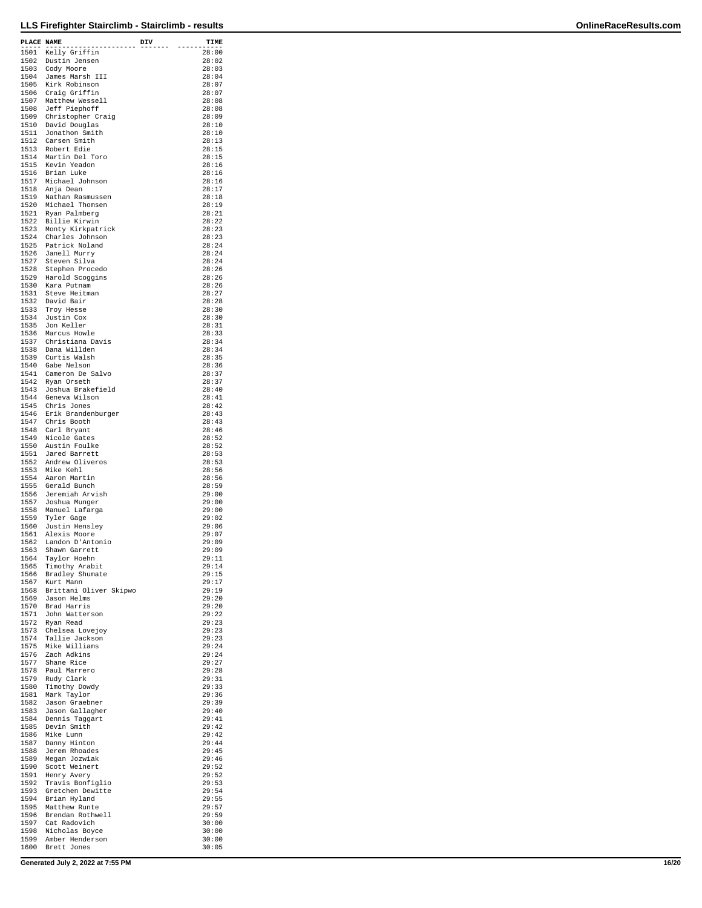| PLACE | NAME | DIV | TIME |
|---|---|---|---|
| 1501 | Kelly Griffin | | 28:00 |
| 1502 | Dustin Jensen | | 28:02 |
| 1503 | Cody Moore | | 28:03 |
| 1504 | James Marsh III | | 28:04 |
| 1505 | Kirk Robinson | | 28:07 |
| 1506 | Craig Griffin | | 28:07 |
| 1507 | Matthew Wessell | | 28:08 |
| 1508 | Jeff Piephoff | | 28:08 |
| 1509 | Christopher Craig | | 28:09 |
| 1510 | David Douglas | | 28:10 |
| 1511 | Jonathon Smith | | 28:10 |
| 1512 | Carsen Smith | | 28:13 |
| 1513 | Robert Edie | | 28:15 |
| 1514 | Martin Del Toro | | 28:15 |
| 1515 | Kevin Yeadon | | 28:16 |
| 1516 | Brian Luke | | 28:16 |
| 1517 | Michael Johnson | | 28:16 |
| 1518 | Anja Dean | | 28:17 |
| 1519 | Nathan Rasmussen | | 28:18 |
| 1520 | Michael Thomsen | | 28:19 |
| 1521 | Ryan Palmberg | | 28:21 |
| 1522 | Billie Kirwin | | 28:22 |
| 1523 | Monty Kirkpatrick | | 28:23 |
| 1524 | Charles Johnson | | 28:23 |
| 1525 | Patrick Noland | | 28:24 |
| 1526 | Janell Murry | | 28:24 |
| 1527 | Steven Silva | | 28:24 |
| 1528 | Stephen Procedo | | 28:26 |
| 1529 | Harold Scoggins | | 28:26 |
| 1530 | Kara Putnam | | 28:26 |
| 1531 | Steve Heitman | | 28:27 |
| 1532 | David Bair | | 28:28 |
| 1533 | Troy Hesse | | 28:30 |
| 1534 | Justin Cox | | 28:30 |
| 1535 | Jon Keller | | 28:31 |
| 1536 | Marcus Howle | | 28:33 |
| 1537 | Christiana Davis | | 28:34 |
| 1538 | Dana Willden | | 28:34 |
| 1539 | Curtis Walsh | | 28:35 |
| 1540 | Gabe Nelson | | 28:36 |
| 1541 | Cameron De Salvo | | 28:37 |
| 1542 | Ryan Orseth | | 28:37 |
| 1543 | Joshua Brakefield | | 28:40 |
| 1544 | Geneva Wilson | | 28:41 |
| 1545 | Chris Jones | | 28:42 |
| 1546 | Erik Brandenburger | | 28:43 |
| 1547 | Chris Booth | | 28:43 |
| 1548 | Carl Bryant | | 28:46 |
| 1549 | Nicole Gates | | 28:52 |
| 1550 | Austin Foulke | | 28:52 |
| 1551 | Jared Barrett | | 28:53 |
| 1552 | Andrew Oliveros | | 28:53 |
| 1553 | Mike Kehl | | 28:56 |
| 1554 | Aaron Martin | | 28:56 |
| 1555 | Gerald Bunch | | 28:59 |
| 1556 | Jeremiah Arvish | | 29:00 |
| 1557 | Joshua Munger | | 29:00 |
| 1558 | Manuel Lafarga | | 29:00 |
| 1559 | Tyler Gage | | 29:02 |
| 1560 | Justin Hensley | | 29:06 |
| 1561 | Alexis Moore | | 29:07 |
| 1562 | Landon D'Antonio | | 29:09 |
| 1563 | Shawn Garrett | | 29:09 |
| 1564 | Taylor Hoehn | | 29:11 |
| 1565 | Timothy Arabit | | 29:14 |
| 1566 | Bradley Shumate | | 29:15 |
| 1567 | Kurt Mann | | 29:17 |
| 1568 | Brittani Oliver Skipwo | | 29:19 |
| 1569 | Jason Helms | | 29:20 |
| 1570 | Brad Harris | | 29:20 |
| 1571 | John Watterson | | 29:22 |
| 1572 | Ryan Read | | 29:23 |
| 1573 | Chelsea Lovejoy | | 29:23 |
| 1574 | Tallie Jackson | | 29:23 |
| 1575 | Mike Williams | | 29:24 |
| 1576 | Zach Adkins | | 29:24 |
| 1577 | Shane Rice | | 29:27 |
| 1578 | Paul Marrero | | 29:28 |
| 1579 | Rudy Clark | | 29:31 |
| 1580 | Timothy Dowdy | | 29:33 |
| 1581 | Mark Taylor | | 29:36 |
| 1582 | Jason Graebner | | 29:39 |
| 1583 | Jason Gallagher | | 29:40 |
| 1584 | Dennis Taggart | | 29:41 |
| 1585 | Devin Smith | | 29:42 |
| 1586 | Mike Lunn | | 29:42 |
| 1587 | Danny Hinton | | 29:44 |
| 1588 | Jerem Rhoades | | 29:45 |
| 1589 | Megan Jozwiak | | 29:46 |
| 1590 | Scott Weinert | | 29:52 |
| 1591 | Henry Avery | | 29:52 |
| 1592 | Travis Bonfiglio | | 29:53 |
| 1593 | Gretchen Dewitte | | 29:54 |
| 1594 | Brian Hyland | | 29:55 |
| 1595 | Matthew Runte | | 29:57 |
| 1596 | Brendan Rothwell | | 29:59 |
| 1597 | Cat Radovich | | 30:00 |
| 1598 | Nicholas Boyce | | 30:00 |
| 1599 | Amber Henderson | | 30:00 |
| 1600 | Brett Jones | | 30:05 |

Generated July 2, 2022 at 7:55 PM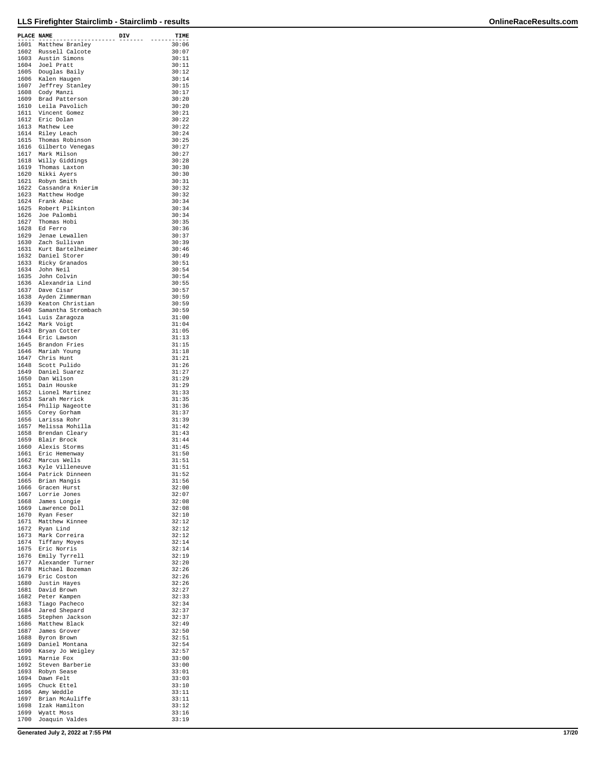| PLACE | NAME | DIV | TIME |
|---|---|---|---|
| 1601 | Matthew Branley | | 30:06 |
| 1602 | Russell Calcote | | 30:07 |
| 1603 | Austin Simons | | 30:11 |
| 1604 | Joel Pratt | | 30:11 |
| 1605 | Douglas Baily | | 30:12 |
| 1606 | Kalen Haugen | | 30:14 |
| 1607 | Jeffrey Stanley | | 30:15 |
| 1608 | Cody Manzi | | 30:17 |
| 1609 | Brad Patterson | | 30:20 |
| 1610 | Leila Pavolich | | 30:20 |
| 1611 | Vincent Gomez | | 30:21 |
| 1612 | Eric Dolan | | 30:22 |
| 1613 | Mathew Lee | | 30:22 |
| 1614 | Riley Leach | | 30:24 |
| 1615 | Thomas Robinson | | 30:25 |
| 1616 | Gilberto Venegas | | 30:27 |
| 1617 | Mark Milson | | 30:27 |
| 1618 | Willy Giddings | | 30:28 |
| 1619 | Thomas Laxton | | 30:30 |
| 1620 | Nikki Ayers | | 30:30 |
| 1621 | Robyn Smith | | 30:31 |
| 1622 | Cassandra Knierim | | 30:32 |
| 1623 | Matthew Hodge | | 30:32 |
| 1624 | Frank Abac | | 30:34 |
| 1625 | Robert Pilkinton | | 30:34 |
| 1626 | Joe Palombi | | 30:34 |
| 1627 | Thomas Hobi | | 30:35 |
| 1628 | Ed Ferro | | 30:36 |
| 1629 | Jenae Lewallen | | 30:37 |
| 1630 | Zach Sullivan | | 30:39 |
| 1631 | Kurt Bartelheimer | | 30:46 |
| 1632 | Daniel Storer | | 30:49 |
| 1633 | Ricky Granados | | 30:51 |
| 1634 | John Neil | | 30:54 |
| 1635 | John Colvin | | 30:54 |
| 1636 | Alexandria Lind | | 30:55 |
| 1637 | Dave Cisar | | 30:57 |
| 1638 | Ayden Zimmerman | | 30:59 |
| 1639 | Keaton Christian | | 30:59 |
| 1640 | Samantha Strombach | | 30:59 |
| 1641 | Luis Zaragoza | | 31:00 |
| 1642 | Mark Voigt | | 31:04 |
| 1643 | Bryan Cotter | | 31:05 |
| 1644 | Eric Lawson | | 31:13 |
| 1645 | Brandon Fries | | 31:15 |
| 1646 | Mariah Young | | 31:18 |
| 1647 | Chris Hunt | | 31:21 |
| 1648 | Scott Pulido | | 31:26 |
| 1649 | Daniel Suarez | | 31:27 |
| 1650 | Dan Wilson | | 31:29 |
| 1651 | Dain Houske | | 31:29 |
| 1652 | Lionel Martinez | | 31:33 |
| 1653 | Sarah Merrick | | 31:35 |
| 1654 | Philip Nageotte | | 31:36 |
| 1655 | Corey Gorham | | 31:37 |
| 1656 | Larissa Rohr | | 31:39 |
| 1657 | Melissa Mohilla | | 31:42 |
| 1658 | Brendan Cleary | | 31:43 |
| 1659 | Blair Brock | | 31:44 |
| 1660 | Alexis Storms | | 31:45 |
| 1661 | Eric Hemenway | | 31:50 |
| 1662 | Marcus Wells | | 31:51 |
| 1663 | Kyle Villeneuve | | 31:51 |
| 1664 | Patrick Dinneen | | 31:52 |
| 1665 | Brian Mangis | | 31:56 |
| 1666 | Gracen Hurst | | 32:00 |
| 1667 | Lorrie Jones | | 32:07 |
| 1668 | James Longie | | 32:08 |
| 1669 | Lawrence Doll | | 32:08 |
| 1670 | Ryan Feser | | 32:10 |
| 1671 | Matthew Kinnee | | 32:12 |
| 1672 | Ryan Lind | | 32:12 |
| 1673 | Mark Correira | | 32:12 |
| 1674 | Tiffany Moyes | | 32:14 |
| 1675 | Eric Norris | | 32:14 |
| 1676 | Emily Tyrrell | | 32:19 |
| 1677 | Alexander Turner | | 32:20 |
| 1678 | Michael Bozeman | | 32:26 |
| 1679 | Eric Coston | | 32:26 |
| 1680 | Justin Hayes | | 32:26 |
| 1681 | David Brown | | 32:27 |
| 1682 | Peter Kampen | | 32:33 |
| 1683 | Tiago Pacheco | | 32:34 |
| 1684 | Jared Shepard | | 32:37 |
| 1685 | Stephen Jackson | | 32:37 |
| 1686 | Matthew Black | | 32:49 |
| 1687 | James Grover | | 32:50 |
| 1688 | Byron Brown | | 32:51 |
| 1689 | Daniel Montana | | 32:54 |
| 1690 | Kasey Jo Weigley | | 32:57 |
| 1691 | Marnie Fox | | 33:00 |
| 1692 | Steven Barberie | | 33:00 |
| 1693 | Robyn Sease | | 33:01 |
| 1694 | Dawn Felt | | 33:03 |
| 1695 | Chuck Ettel | | 33:10 |
| 1696 | Amy Weddle | | 33:11 |
| 1697 | Brian McAuliffe | | 33:11 |
| 1698 | Izak Hamilton | | 33:12 |
| 1699 | Wyatt Moss | | 33:16 |
| 1700 | Joaquin Valdes | | 33:19 |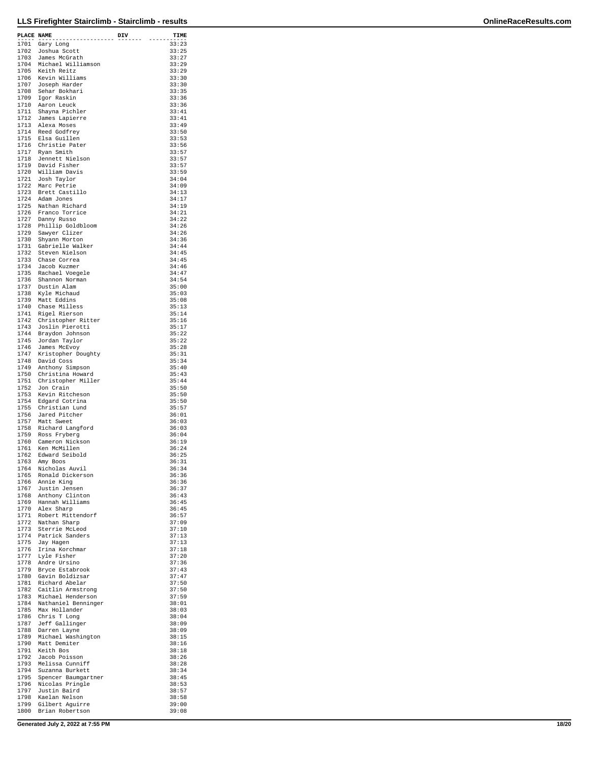| PLACE | NAME | DIV | TIME |
|---|---|---|---|
| 1701 | Gary Long | | 33:23 |
| 1702 | Joshua Scott | | 33:25 |
| 1703 | James McGrath | | 33:27 |
| 1704 | Michael Williamson | | 33:29 |
| 1705 | Keith Reitz | | 33:29 |
| 1706 | Kevin Williams | | 33:30 |
| 1707 | Joseph Harder | | 33:30 |
| 1708 | Sehar Bokhari | | 33:35 |
| 1709 | Igor Raskin | | 33:36 |
| 1710 | Aaron Leuck | | 33:36 |
| 1711 | Shayna Pichler | | 33:41 |
| 1712 | James Lapierre | | 33:41 |
| 1713 | Alexa Moses | | 33:49 |
| 1714 | Reed Godfrey | | 33:50 |
| 1715 | Elsa Guillen | | 33:53 |
| 1716 | Christie Pater | | 33:56 |
| 1717 | Ryan Smith | | 33:57 |
| 1718 | Jennett Nielson | | 33:57 |
| 1719 | David Fisher | | 33:57 |
| 1720 | William Davis | | 33:59 |
| 1721 | Josh Taylor | | 34:04 |
| 1722 | Marc Petrie | | 34:09 |
| 1723 | Brett Castillo | | 34:13 |
| 1724 | Adam Jones | | 34:17 |
| 1725 | Nathan Richard | | 34:19 |
| 1726 | Franco Torrice | | 34:21 |
| 1727 | Danny Russo | | 34:22 |
| 1728 | Phillip Goldbloom | | 34:26 |
| 1729 | Sawyer Clizer | | 34:26 |
| 1730 | Shyann Morton | | 34:36 |
| 1731 | Gabrielle Walker | | 34:44 |
| 1732 | Steven Nielson | | 34:45 |
| 1733 | Chase Correa | | 34:45 |
| 1734 | Jacob Kuzmer | | 34:46 |
| 1735 | Rachael Voegele | | 34:47 |
| 1736 | Shannon Norman | | 34:54 |
| 1737 | Dustin Alam | | 35:00 |
| 1738 | Kyle Michaud | | 35:03 |
| 1739 | Matt Eddins | | 35:08 |
| 1740 | Chase Milless | | 35:13 |
| 1741 | Rigel Rierson | | 35:14 |
| 1742 | Christopher Ritter | | 35:16 |
| 1743 | Joslin Pierotti | | 35:17 |
| 1744 | Braydon Johnson | | 35:22 |
| 1745 | Jordan Taylor | | 35:22 |
| 1746 | James McEvoy | | 35:28 |
| 1747 | Kristopher Doughty | | 35:31 |
| 1748 | David Coss | | 35:34 |
| 1749 | Anthony Simpson | | 35:40 |
| 1750 | Christina Howard | | 35:43 |
| 1751 | Christopher Miller | | 35:44 |
| 1752 | Jon Crain | | 35:50 |
| 1753 | Kevin Ritcheson | | 35:50 |
| 1754 | Edgard Cotrina | | 35:50 |
| 1755 | Christian Lund | | 35:57 |
| 1756 | Jared Pitcher | | 36:01 |
| 1757 | Matt Sweet | | 36:03 |
| 1758 | Richard Langford | | 36:03 |
| 1759 | Ross Fryberg | | 36:04 |
| 1760 | Cameron Nickson | | 36:19 |
| 1761 | Ken McMillen | | 36:24 |
| 1762 | Edward Seibold | | 36:25 |
| 1763 | Amy Boos | | 36:31 |
| 1764 | Nicholas Auvil | | 36:34 |
| 1765 | Ronald Dickerson | | 36:36 |
| 1766 | Annie King | | 36:36 |
| 1767 | Justin Jensen | | 36:37 |
| 1768 | Anthony Clinton | | 36:43 |
| 1769 | Hannah Williams | | 36:45 |
| 1770 | Alex Sharp | | 36:45 |
| 1771 | Robert Mittendorf | | 36:57 |
| 1772 | Nathan Sharp | | 37:09 |
| 1773 | Sterrie McLeod | | 37:10 |
| 1774 | Patrick Sanders | | 37:13 |
| 1775 | Jay Hagen | | 37:13 |
| 1776 | Irina Korchmar | | 37:18 |
| 1777 | Lyle Fisher | | 37:20 |
| 1778 | Andre Ursino | | 37:36 |
| 1779 | Bryce Estabrook | | 37:43 |
| 1780 | Gavin Boldizsar | | 37:47 |
| 1781 | Richard Abelar | | 37:50 |
| 1782 | Caitlin Armstrong | | 37:50 |
| 1783 | Michael Henderson | | 37:59 |
| 1784 | Nathaniel Benninger | | 38:01 |
| 1785 | Max Hollander | | 38:03 |
| 1786 | Chris T Long | | 38:04 |
| 1787 | Jeff Gallinger | | 38:09 |
| 1788 | Darren Layne | | 38:09 |
| 1789 | Michael Washington | | 38:15 |
| 1790 | Matt Demiter | | 38:16 |
| 1791 | Keith Bos | | 38:18 |
| 1792 | Jacob Poisson | | 38:26 |
| 1793 | Melissa Cunniff | | 38:28 |
| 1794 | Suzanna Burkett | | 38:34 |
| 1795 | Spencer Baumgartner | | 38:45 |
| 1796 | Nicolas Pringle | | 38:53 |
| 1797 | Justin Baird | | 38:57 |
| 1798 | Kaelan Nelson | | 38:58 |
| 1799 | Gilbert Aguirre | | 39:00 |
| 1800 | Brian Robertson | | 39:08 |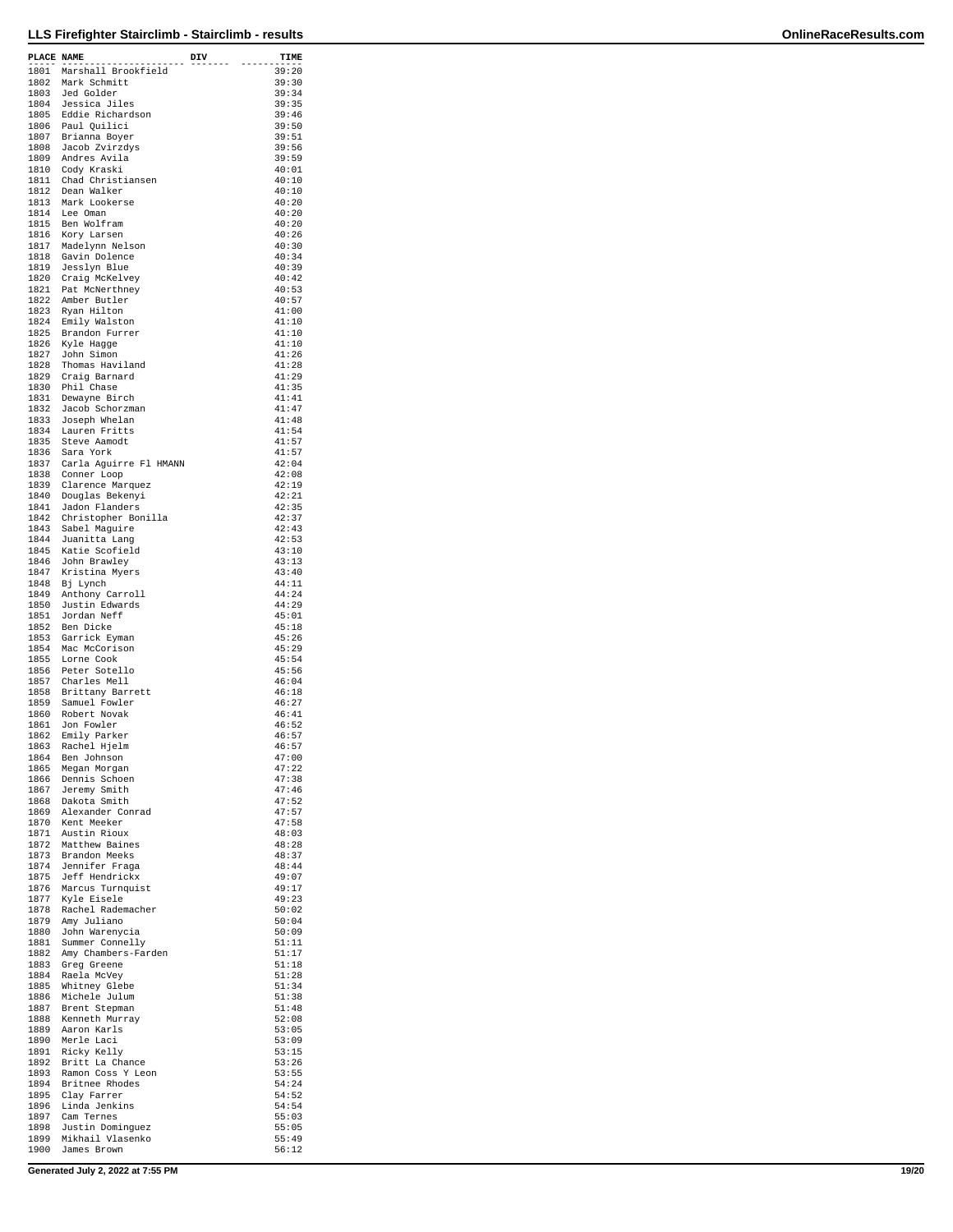| PLACE | NAME | DIV | TIME |
|---|---|---|---|
| 1801 | Marshall Brookfield | | 39:20 |
| 1802 | Mark Schmitt | | 39:30 |
| 1803 | Jed Golder | | 39:34 |
| 1804 | Jessica Jiles | | 39:35 |
| 1805 | Eddie Richardson | | 39:46 |
| 1806 | Paul Quilici | | 39:50 |
| 1807 | Brianna Boyer | | 39:51 |
| 1808 | Jacob Zvirzdys | | 39:56 |
| 1809 | Andres Avila | | 39:59 |
| 1810 | Cody Kraski | | 40:01 |
| 1811 | Chad Christiansen | | 40:10 |
| 1812 | Dean Walker | | 40:10 |
| 1813 | Mark Lookerse | | 40:20 |
| 1814 | Lee Oman | | 40:20 |
| 1815 | Ben Wolfram | | 40:20 |
| 1816 | Kory Larsen | | 40:26 |
| 1817 | Madelynn Nelson | | 40:30 |
| 1818 | Gavin Dolence | | 40:34 |
| 1819 | Jesslyn Blue | | 40:39 |
| 1820 | Craig McKelvey | | 40:42 |
| 1821 | Pat McNerthney | | 40:53 |
| 1822 | Amber Butler | | 40:57 |
| 1823 | Ryan Hilton | | 41:00 |
| 1824 | Emily Walston | | 41:10 |
| 1825 | Brandon Furrer | | 41:10 |
| 1826 | Kyle Hagge | | 41:10 |
| 1827 | John Simon | | 41:26 |
| 1828 | Thomas Haviland | | 41:28 |
| 1829 | Craig Barnard | | 41:29 |
| 1830 | Phil Chase | | 41:35 |
| 1831 | Dewayne Birch | | 41:41 |
| 1832 | Jacob Schorzman | | 41:47 |
| 1833 | Joseph Whelan | | 41:48 |
| 1834 | Lauren Fritts | | 41:54 |
| 1835 | Steve Aamodt | | 41:57 |
| 1836 | Sara York | | 41:57 |
| 1837 | Carla Aguirre Fl HMANN | | 42:04 |
| 1838 | Conner Loop | | 42:08 |
| 1839 | Clarence Marquez | | 42:19 |
| 1840 | Douglas Bekenyi | | 42:21 |
| 1841 | Jadon Flanders | | 42:35 |
| 1842 | Christopher Bonilla | | 42:37 |
| 1843 | Sabel Maguire | | 42:43 |
| 1844 | Juanitta Lang | | 42:53 |
| 1845 | Katie Scofield | | 43:10 |
| 1846 | John Brawley | | 43:13 |
| 1847 | Kristina Myers | | 43:40 |
| 1848 | Bj Lynch | | 44:11 |
| 1849 | Anthony Carroll | | 44:24 |
| 1850 | Justin Edwards | | 44:29 |
| 1851 | Jordan Neff | | 45:01 |
| 1852 | Ben Dicke | | 45:18 |
| 1853 | Garrick Eyman | | 45:26 |
| 1854 | Mac McCorison | | 45:29 |
| 1855 | Lorne Cook | | 45:54 |
| 1856 | Peter Sotello | | 45:56 |
| 1857 | Charles Mell | | 46:04 |
| 1858 | Brittany Barrett | | 46:18 |
| 1859 | Samuel Fowler | | 46:27 |
| 1860 | Robert Novak | | 46:41 |
| 1861 | Jon Fowler | | 46:52 |
| 1862 | Emily Parker | | 46:57 |
| 1863 | Rachel Hjelm | | 46:57 |
| 1864 | Ben Johnson | | 47:00 |
| 1865 | Megan Morgan | | 47:22 |
| 1866 | Dennis Schoen | | 47:38 |
| 1867 | Jeremy Smith | | 47:46 |
| 1868 | Dakota Smith | | 47:52 |
| 1869 | Alexander Conrad | | 47:57 |
| 1870 | Kent Meeker | | 47:58 |
| 1871 | Austin Rioux | | 48:03 |
| 1872 | Matthew Baines | | 48:28 |
| 1873 | Brandon Meeks | | 48:37 |
| 1874 | Jennifer Fraga | | 48:44 |
| 1875 | Jeff Hendrickx | | 49:07 |
| 1876 | Marcus Turnquist | | 49:17 |
| 1877 | Kyle Eisele | | 49:23 |
| 1878 | Rachel Rademacher | | 50:02 |
| 1879 | Amy Juliano | | 50:04 |
| 1880 | John Warenycia | | 50:09 |
| 1881 | Summer Connelly | | 51:11 |
| 1882 | Amy Chambers-Farden | | 51:17 |
| 1883 | Greg Greene | | 51:18 |
| 1884 | Raela McVey | | 51:28 |
| 1885 | Whitney Glebe | | 51:34 |
| 1886 | Michele Julum | | 51:38 |
| 1887 | Brent Stepman | | 51:48 |
| 1888 | Kenneth Murray | | 52:08 |
| 1889 | Aaron Karls | | 53:05 |
| 1890 | Merle Laci | | 53:09 |
| 1891 | Ricky Kelly | | 53:15 |
| 1892 | Britt La Chance | | 53:26 |
| 1893 | Ramon Coss Y Leon | | 53:55 |
| 1894 | Britnee Rhodes | | 54:24 |
| 1895 | Clay Farrer | | 54:52 |
| 1896 | Linda Jenkins | | 54:54 |
| 1897 | Cam Ternes | | 55:03 |
| 1898 | Justin Dominguez | | 55:05 |
| 1899 | Mikhail Vlasenko | | 55:49 |
| 1900 | James Brown | | 56:12 |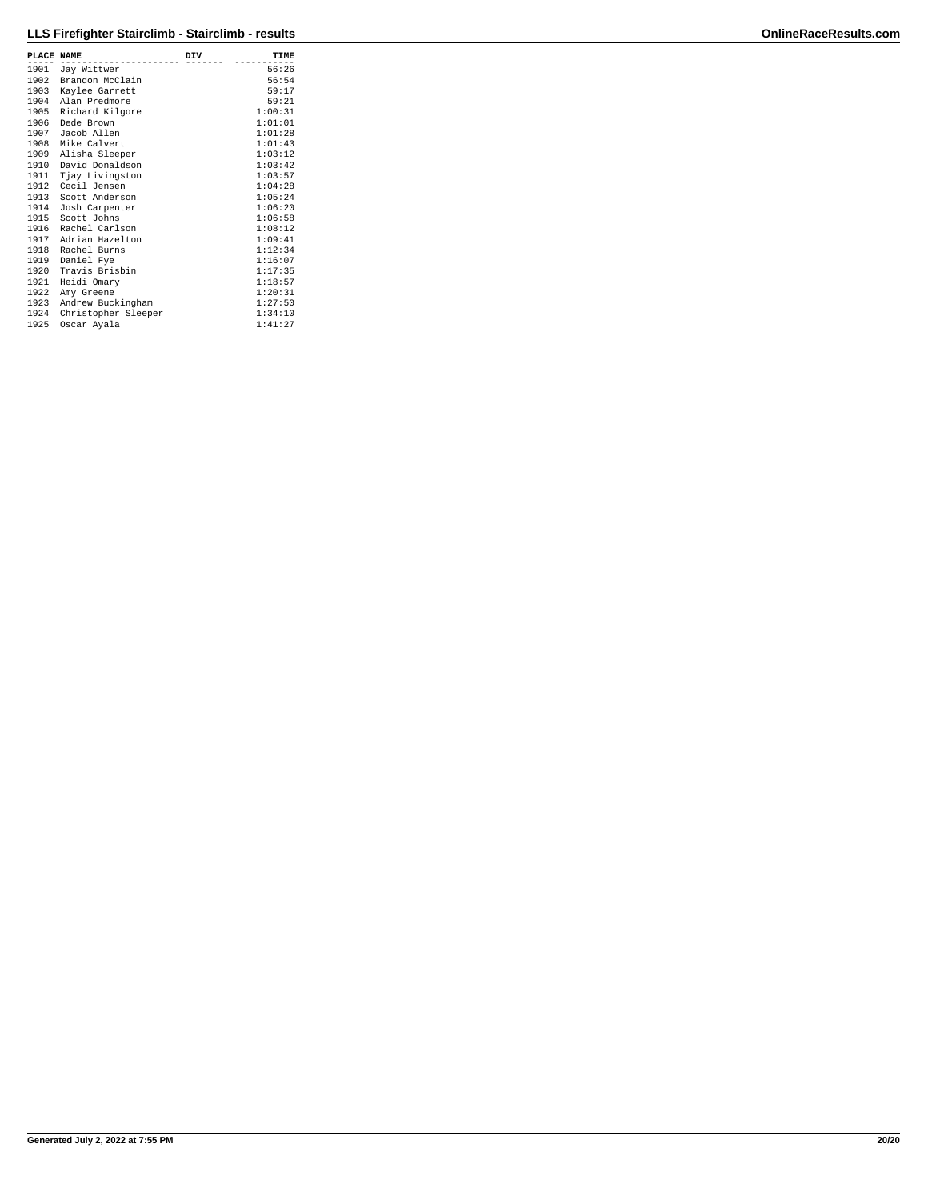| PLACE | NAME | DIV | TIME |
|---|---|---|---|
| 1901 | Jay Wittwer | | 56:26 |
| 1902 | Brandon McClain | | 56:54 |
| 1903 | Kaylee Garrett | | 59:17 |
| 1904 | Alan Predmore | | 59:21 |
| 1905 | Richard Kilgore | | 1:00:31 |
| 1906 | Dede Brown | | 1:01:01 |
| 1907 | Jacob Allen | | 1:01:28 |
| 1908 | Mike Calvert | | 1:01:43 |
| 1909 | Alisha Sleeper | | 1:03:12 |
| 1910 | David Donaldson | | 1:03:42 |
| 1911 | Tjay Livingston | | 1:03:57 |
| 1912 | Cecil Jensen | | 1:04:28 |
| 1913 | Scott Anderson | | 1:05:24 |
| 1914 | Josh Carpenter | | 1:06:20 |
| 1915 | Scott Johns | | 1:06:58 |
| 1916 | Rachel Carlson | | 1:08:12 |
| 1917 | Adrian Hazelton | | 1:09:41 |
| 1918 | Rachel Burns | | 1:12:34 |
| 1919 | Daniel Fye | | 1:16:07 |
| 1920 | Travis Brisbin | | 1:17:35 |
| 1921 | Heidi Omary | | 1:18:57 |
| 1922 | Amy Greene | | 1:20:31 |
| 1923 | Andrew Buckingham | | 1:27:50 |
| 1924 | Christopher Sleeper | | 1:34:10 |
| 1925 | Oscar Ayala | | 1:41:27 |